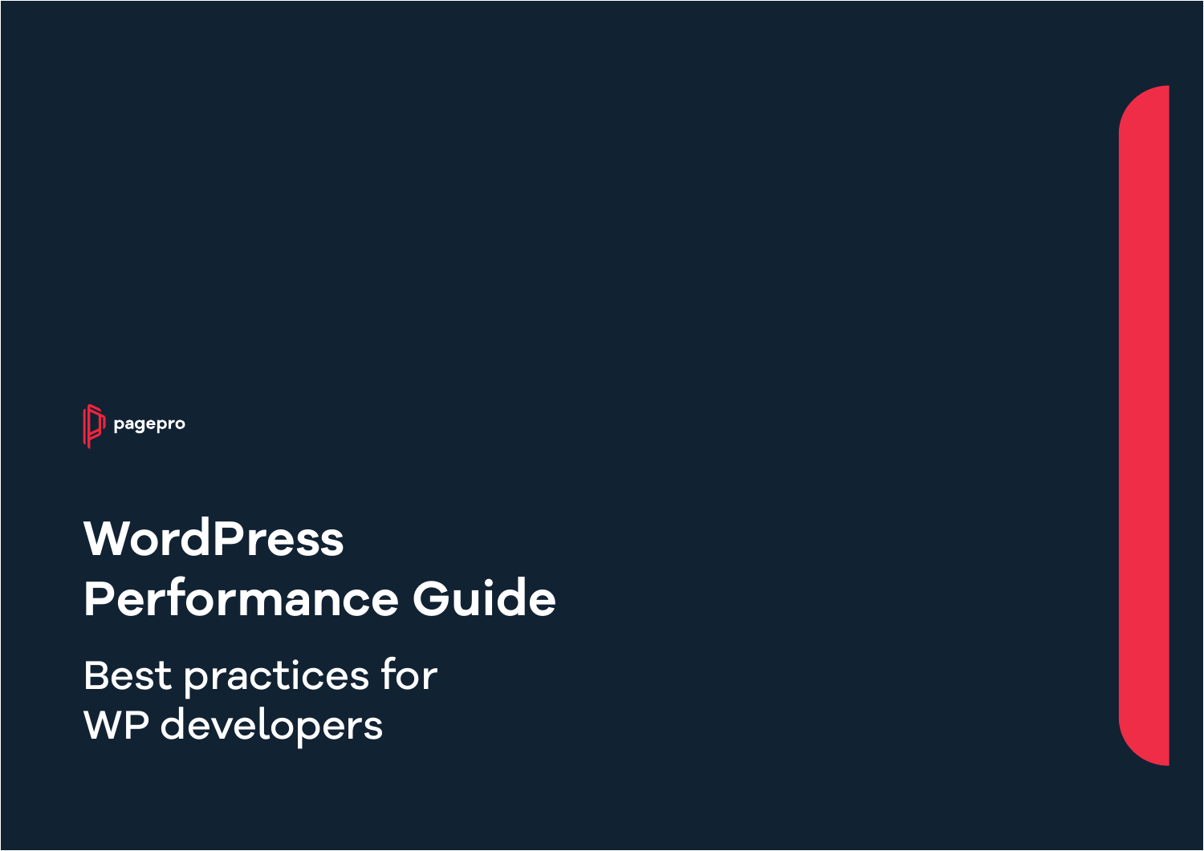pagepro

# WordPress Performance Guide

## Best practices for WP developers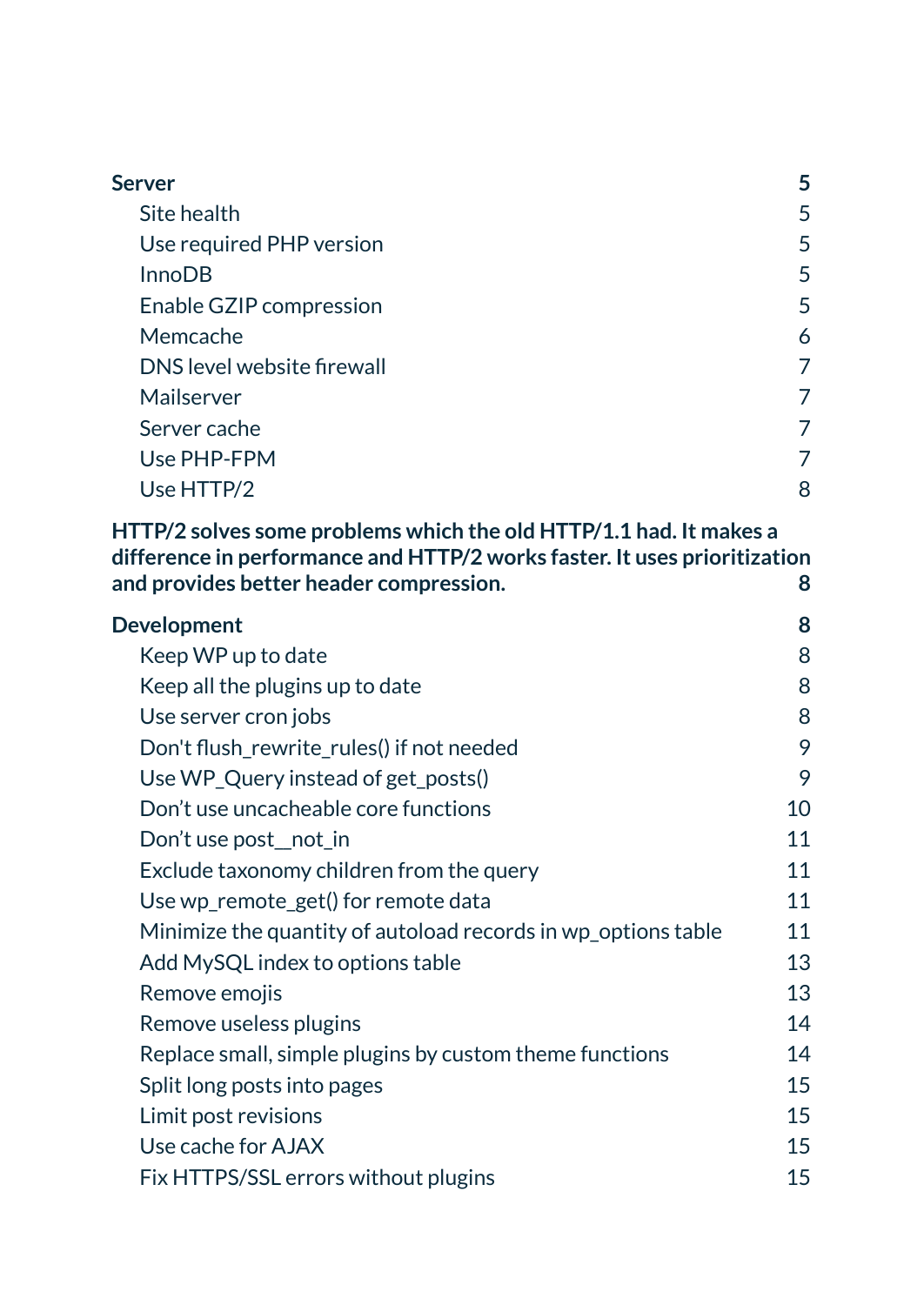**Server** 5

- Site health 5
- Use required PHP version 5
- InnoDB 5
- Enable GZIP compression 5
- Memcache 6
- DNS level website firewall 7
- Mailserver 7
- Server cache 7
- Use PHP-FPM 7
- Use HTTP/2 8

**HTTP/2 solves some problems which the old HTTP/1.1 had. It makes a difference in performance and HTTP/2 works faster. It uses prioritization and provides better header compression.** 8

**Development** 8

- Keep WP up to date 8
- Keep all the plugins up to date 8
- Use server cron jobs 8
- Don't flush_rewrite_rules() if not needed 9
- Use WP_Query instead of get_posts() 9
- Don’t use uncacheable core functions 10
- Don’t use post__not_in 11
- Exclude taxonomy children from the query 11
- Use wp_remote_get() for remote data 11
- Minimize the quantity of autoload records in wp_options table 11
- Add MySQL index to options table 13
- Remove emojis 13
- Remove useless plugins 14
- Replace small, simple plugins by custom theme functions 14
- Split long posts into pages 15
- Limit post revisions 15
- Use cache for AJAX 15
- Fix HTTPS/SSL errors without plugins 15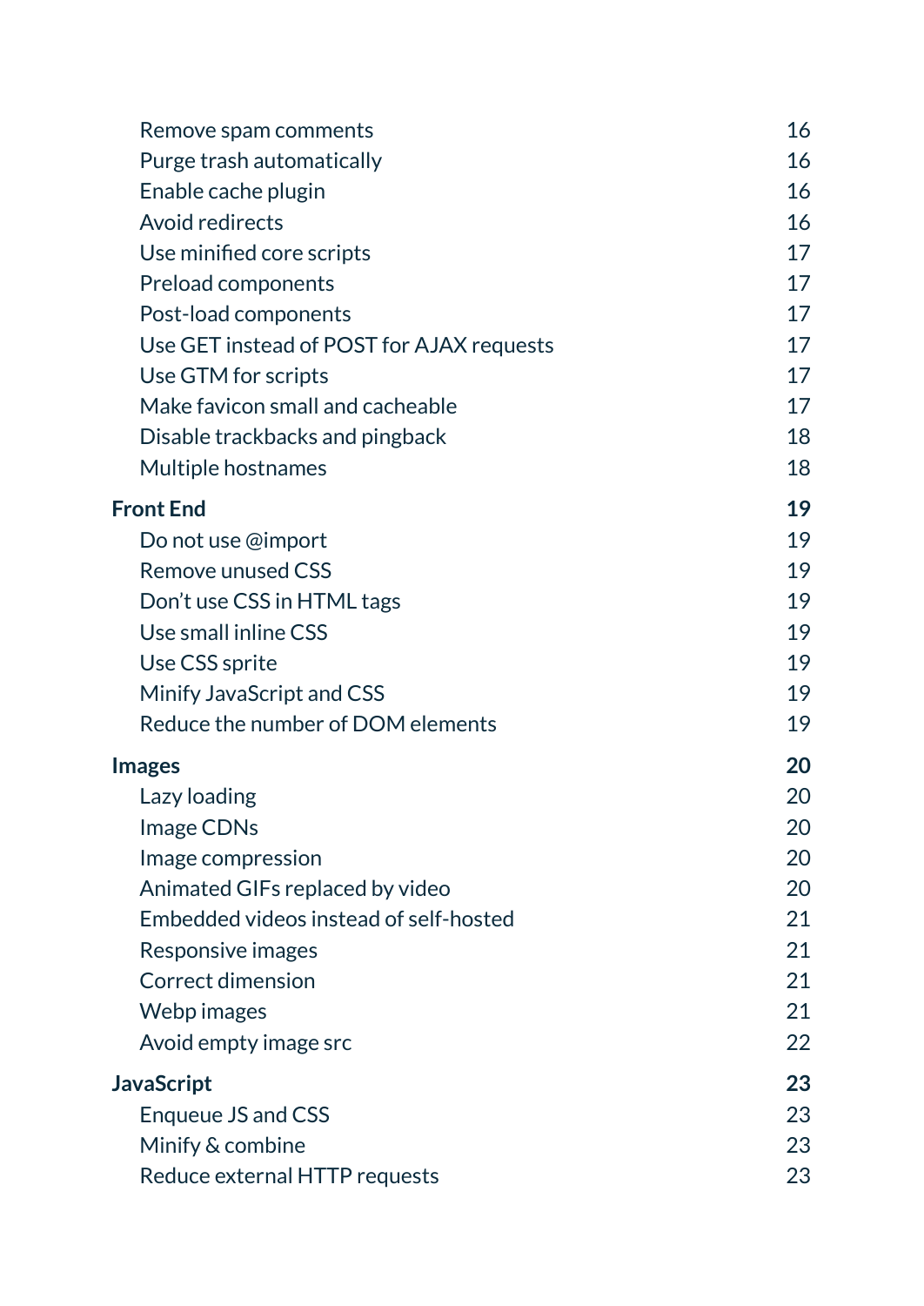| | |
|---|---|
| Remove spam comments | 16 |
| Purge trash automatically | 16 |
| Enable cache plugin | 16 |
| Avoid redirects | 16 |
| Use minified core scripts | 17 |
| Preload components | 17 |
| Post-load components | 17 |
| Use GET instead of POST for AJAX requests | 17 |
| Use GTM for scripts | 17 |
| Make favicon small and cacheable | 17 |
| Disable trackbacks and pingback | 18 |
| Multiple hostnames | 18 |
| **Front End** | **19** |
| Do not use @import | 19 |
| Remove unused CSS | 19 |
| Don’t use CSS in HTML tags | 19 |
| Use small inline CSS | 19 |
| Use CSS sprite | 19 |
| Minify JavaScript and CSS | 19 |
| Reduce the number of DOM elements | 19 |
| **Images** | **20** |
| Lazy loading | 20 |
| Image CDNs | 20 |
| Image compression | 20 |
| Animated GIFs replaced by video | 20 |
| Embedded videos instead of self-hosted | 21 |
| Responsive images | 21 |
| Correct dimension | 21 |
| Webp images | 21 |
| Avoid empty image src | 22 |
| **JavaScript** | **23** |
| Enqueue JS and CSS | 23 |
| Minify & combine | 23 |
| Reduce external HTTP requests | 23 |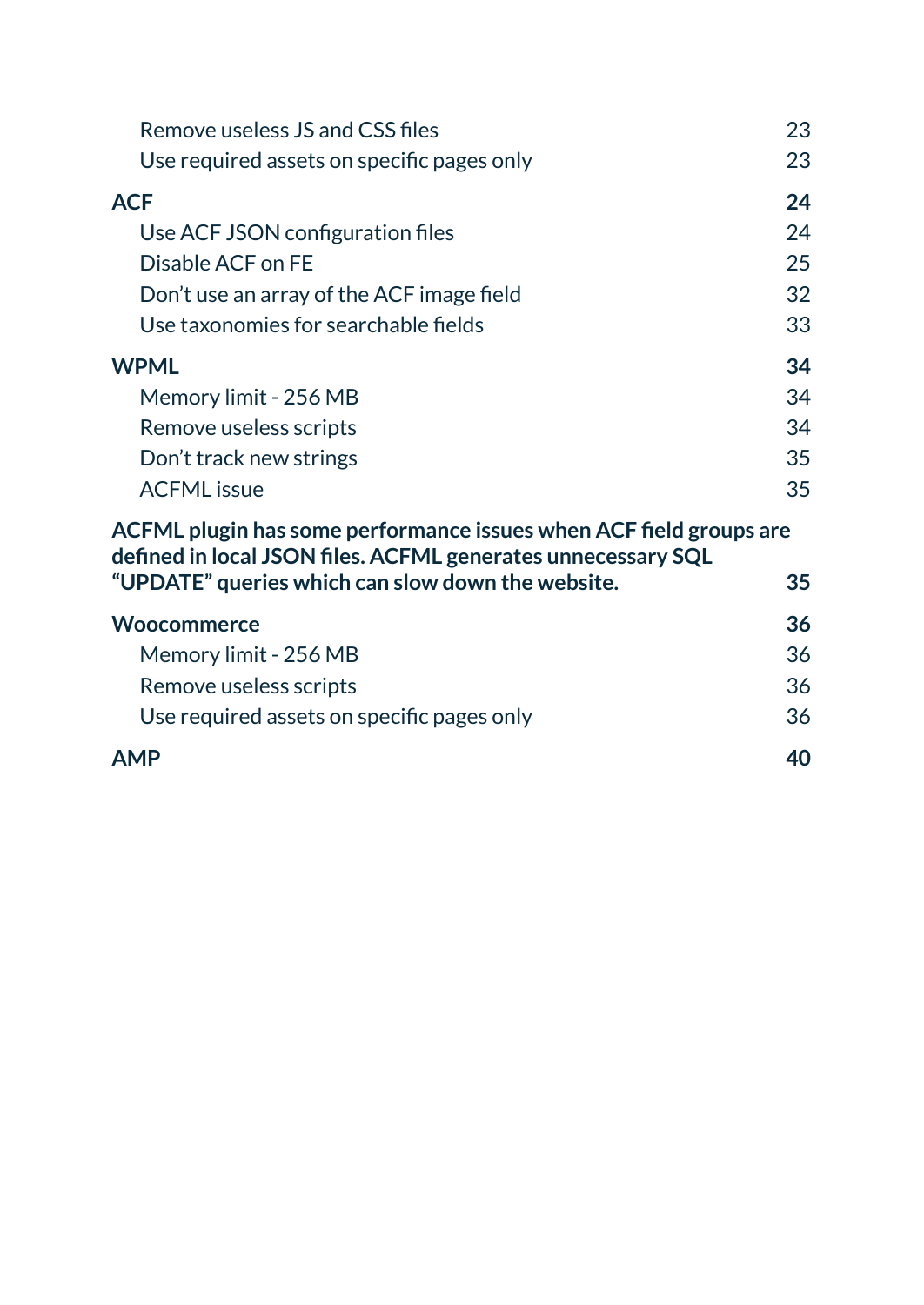- Remove useless JS and CSS files — 23
- Use required assets on specific pages only — 23

**ACF** — **24**

- Use ACF JSON configuration files — 24
- Disable ACF on FE — 25
- Don’t use an array of the ACF image field — 32
- Use taxonomies for searchable fields — 33

**WPML** — **34**

- Memory limit - 256 MB — 34
- Remove useless scripts — 34
- Don’t track new strings — 35
- ACFML issue — 35

**ACFML plugin has some performance issues when ACF field groups are defined in local JSON files. ACFML generates unnecessary SQL “UPDATE” queries which can slow down the website.** — **35**

**Woocommerce** — **36**

- Memory limit - 256 MB — 36
- Remove useless scripts — 36
- Use required assets on specific pages only — 36

**AMP** — **40**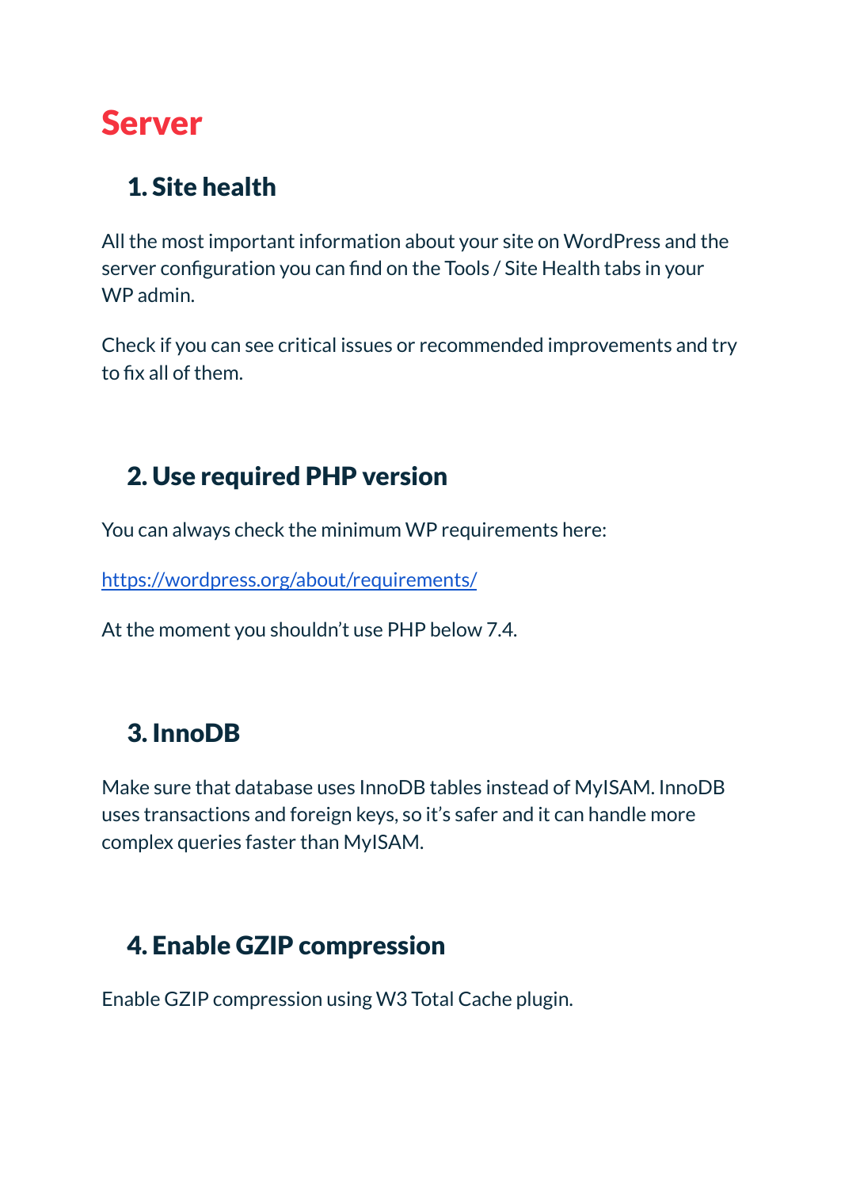# Server

## 1. Site health

All the most important information about your site on WordPress and the server configuration you can find on the Tools / Site Health tabs in your WP admin.

Check if you can see critical issues or recommended improvements and try to fix all of them.

## 2. Use required PHP version

You can always check the minimum WP requirements here:

https://wordpress.org/about/requirements/

At the moment you shouldn't use PHP below 7.4.

## 3. InnoDB

Make sure that database uses InnoDB tables instead of MyISAM. InnoDB uses transactions and foreign keys, so it's safer and it can handle more complex queries faster than MyISAM.

## 4. Enable GZIP compression

Enable GZIP compression using W3 Total Cache plugin.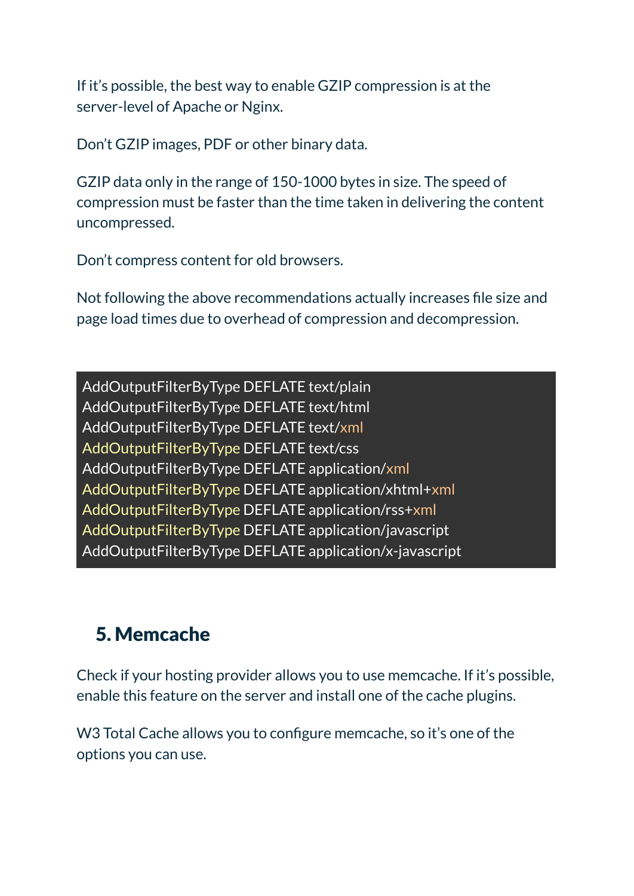If it's possible, the best way to enable GZIP compression is at the server-level of Apache or Nginx.

Don't GZIP images, PDF or other binary data.

GZIP data only in the range of 150-1000 bytes in size. The speed of compression must be faster than the time taken in delivering the content uncompressed.

Don't compress content for old browsers.

Not following the above recommendations actually increases file size and page load times due to overhead of compression and decompression.

```
AddOutputFilterByType DEFLATE text/plain
AddOutputFilterByType DEFLATE text/html
AddOutputFilterByType DEFLATE text/xml
AddOutputFilterByType DEFLATE text/css
AddOutputFilterByType DEFLATE application/xml
AddOutputFilterByType DEFLATE application/xhtml+xml
AddOutputFilterByType DEFLATE application/rss+xml
AddOutputFilterByType DEFLATE application/javascript
AddOutputFilterByType DEFLATE application/x-javascript
```

## 5. Memcache

Check if your hosting provider allows you to use memcache. If it's possible, enable this feature on the server and install one of the cache plugins.

W3 Total Cache allows you to configure memcache, so it's one of the options you can use.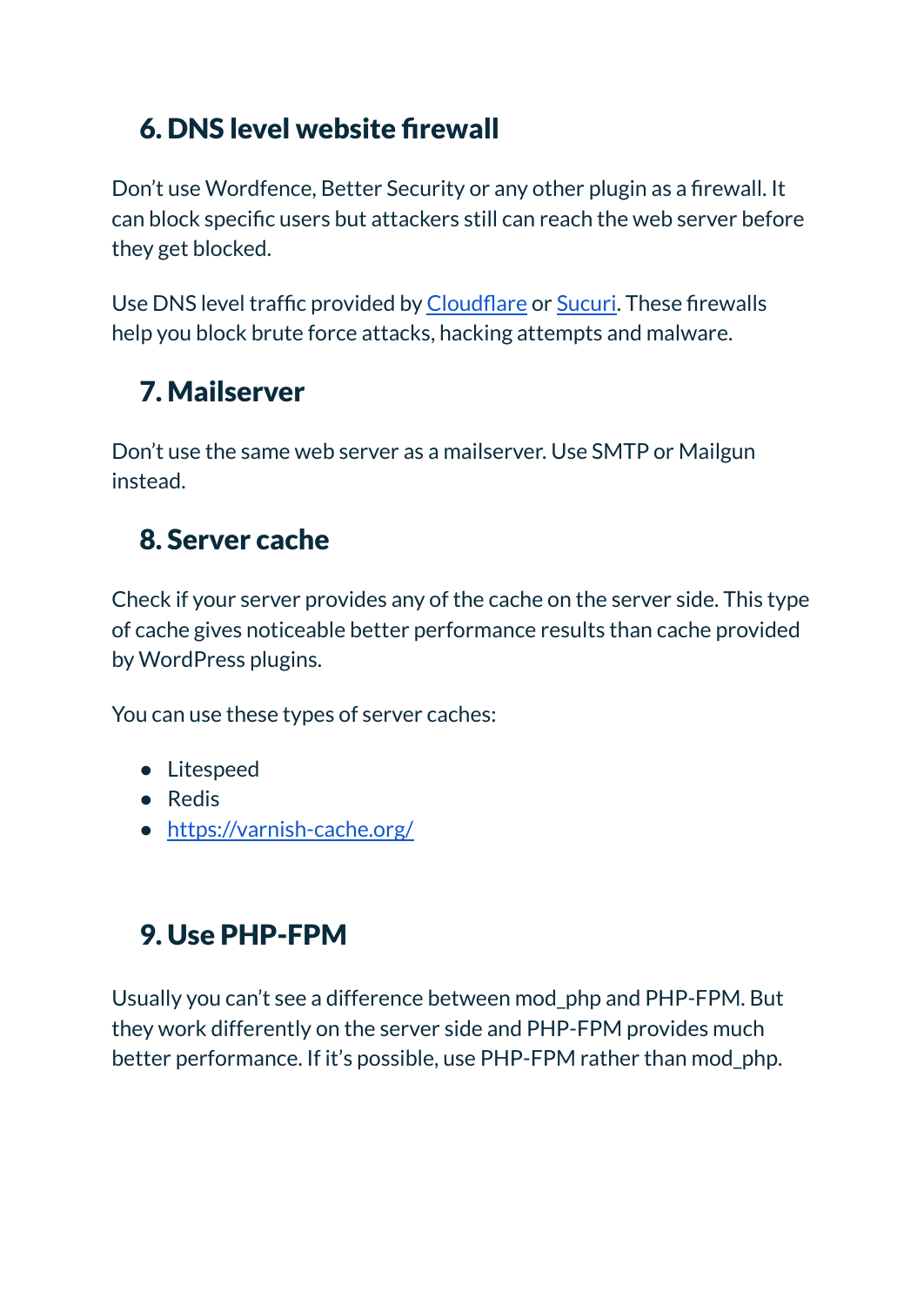## 6. DNS level website firewall

Don't use Wordfence, Better Security or any other plugin as a firewall. It can block specific users but attackers still can reach the web server before they get blocked.

Use DNS level traffic provided by [Cloudflare]() or [Sucuri](). These firewalls help you block brute force attacks, hacking attempts and malware.

## 7. Mailserver

Don't use the same web server as a mailserver. Use SMTP or Mailgun instead.

## 8. Server cache

Check if your server provides any of the cache on the server side. This type of cache gives noticeable better performance results than cache provided by WordPress plugins.

You can use these types of server caches:

- Litespeed
- Redis
- [https://varnish-cache.org/](https://varnish-cache.org/)

## 9. Use PHP-FPM

Usually you can't see a difference between mod_php and PHP-FPM. But they work differently on the server side and PHP-FPM provides much better performance. If it's possible, use PHP-FPM rather than mod_php.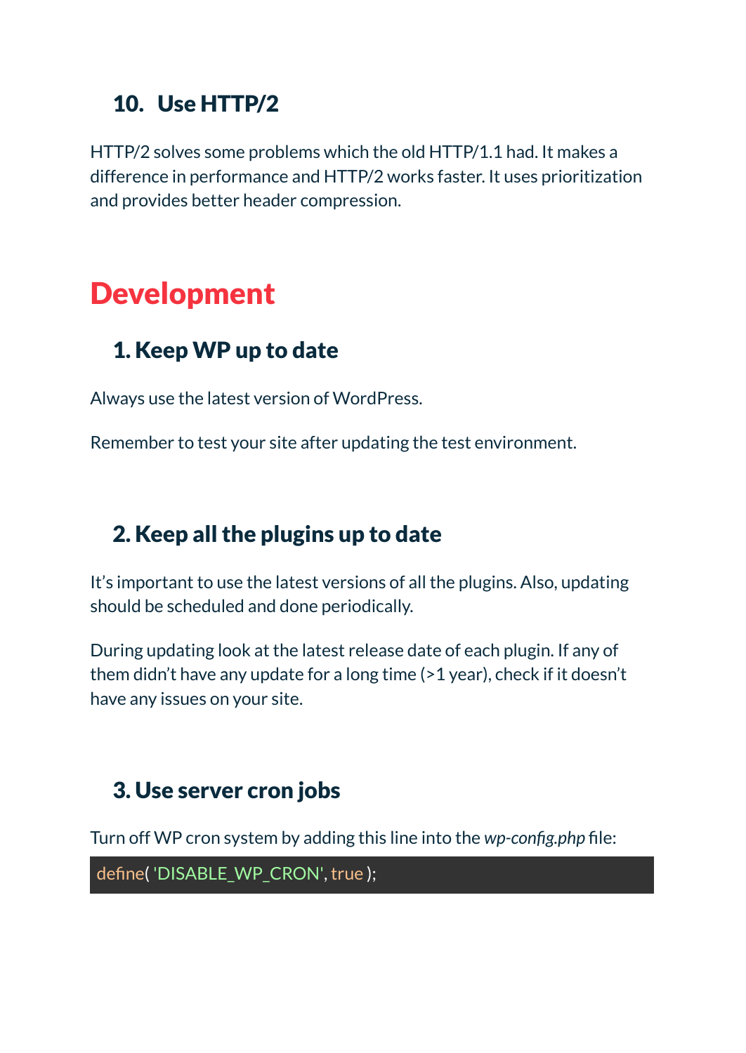### 10. Use HTTP/2

HTTP/2 solves some problems which the old HTTP/1.1 had. It makes a difference in performance and HTTP/2 works faster. It uses prioritization and provides better header compression.

## Development

### 1. Keep WP up to date

Always use the latest version of WordPress.

Remember to test your site after updating the test environment.

### 2. Keep all the plugins up to date

It's important to use the latest versions of all the plugins. Also, updating should be scheduled and done periodically.

During updating look at the latest release date of each plugin. If any of them didn't have any update for a long time (>1 year), check if it doesn't have any issues on your site.

### 3. Use server cron jobs

Turn off WP cron system by adding this line into the *wp-config.php* file:

```
define( 'DISABLE_WP_CRON', true );
```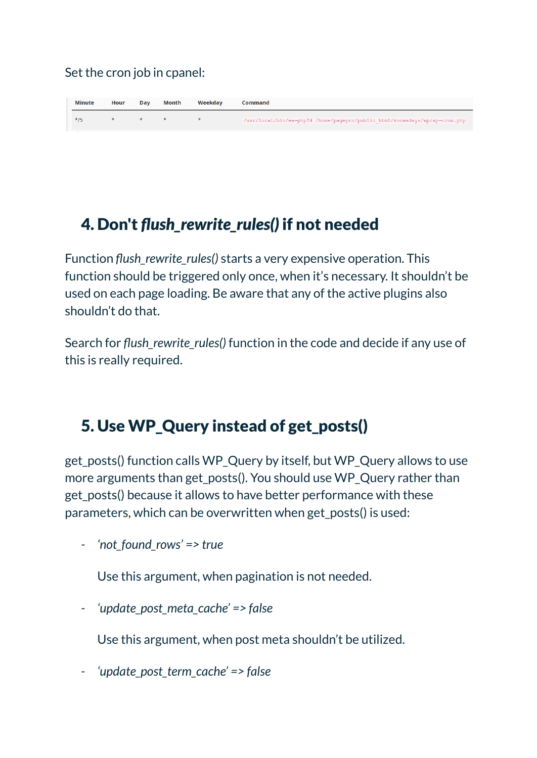Set the cron job in cpanel:

| Minute | Hour | Day | Month | Weekday | Command |
| --- | --- | --- | --- | --- | --- |
| */5 | * | * | * | * | /usr/local/bin/ea-php74 /home/pagepro/public_html/knowadays/wp/wp-cron.php |

## 4. Don't *flush_rewrite_rules()* if not needed

Function *flush_rewrite_rules()* starts a very expensive operation. This function should be triggered only once, when it's necessary. It shouldn't be used on each page loading. Be aware that any of the active plugins also shouldn't do that.

Search for *flush_rewrite_rules()* function in the code and decide if any use of this is really required.

## 5. Use WP_Query instead of get_posts()

get_posts() function calls WP_Query by itself, but WP_Query allows to use more arguments than get_posts(). You should use WP_Query rather than get_posts() because it allows to have better performance with these parameters, which can be overwritten when get_posts() is used:

- *'not_found_rows' => true*

  Use this argument, when pagination is not needed.

- *'update_post_meta_cache' => false*

  Use this argument, when post meta shouldn't be utilized.

- *'update_post_term_cache' => false*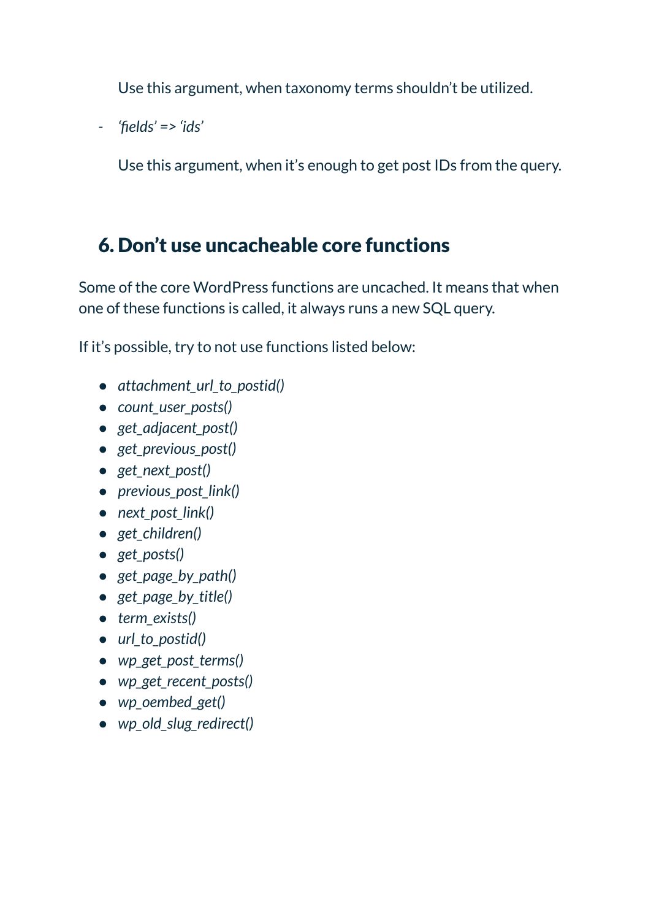Use this argument, when taxonomy terms shouldn’t be utilized.

- *‘fields’ => ‘ids’*

  Use this argument, when it’s enough to get post IDs from the query.

## 6. Don’t use uncacheable core functions

Some of the core WordPress functions are uncached. It means that when one of these functions is called, it always runs a new SQL query.

If it’s possible, try to not use functions listed below:

- *attachment_url_to_postid()*
- *count_user_posts()*
- *get_adjacent_post()*
- *get_previous_post()*
- *get_next_post()*
- *previous_post_link()*
- *next_post_link()*
- *get_children()*
- *get_posts()*
- *get_page_by_path()*
- *get_page_by_title()*
- *term_exists()*
- *url_to_postid()*
- *wp_get_post_terms()*
- *wp_get_recent_posts()*
- *wp_oembed_get()*
- *wp_old_slug_redirect()*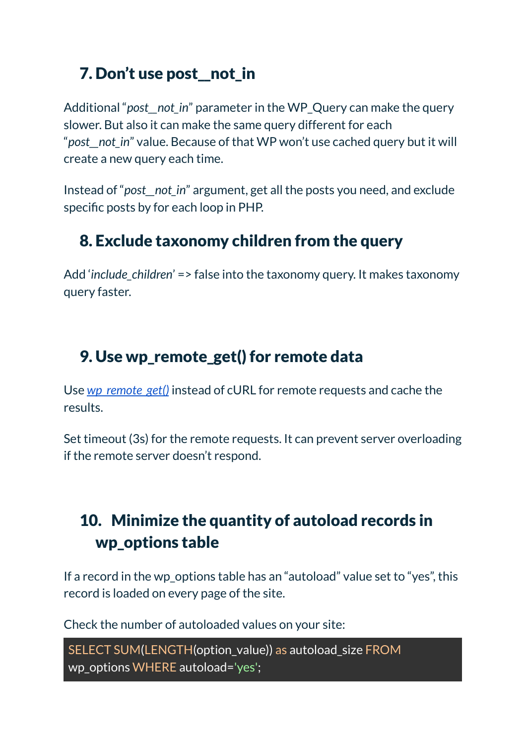## 7. Don't use post__not_in

Additional "*post__not_in*" parameter in the WP_Query can make the query slower. But also it can make the same query different for each "*post__not_in*" value. Because of that WP won't use cached query but it will create a new query each time.

Instead of "*post__not_in*" argument, get all the posts you need, and exclude specific posts by for each loop in PHP.

## 8. Exclude taxonomy children from the query

Add '*include_children*' => false into the taxonomy query. It makes taxonomy query faster.

## 9. Use wp_remote_get() for remote data

Use [*wp_remote_get()*]() instead of cURL for remote requests and cache the results.

Set timeout (3s) for the remote requests. It can prevent server overloading if the remote server doesn't respond.

## 10. Minimize the quantity of autoload records in wp_options table

If a record in the wp_options table has an "autoload" value set to "yes", this record is loaded on every page of the site.

Check the number of autoloaded values on your site:

```
SELECT SUM(LENGTH(option_value)) as autoload_size FROM
wp_options WHERE autoload='yes';
```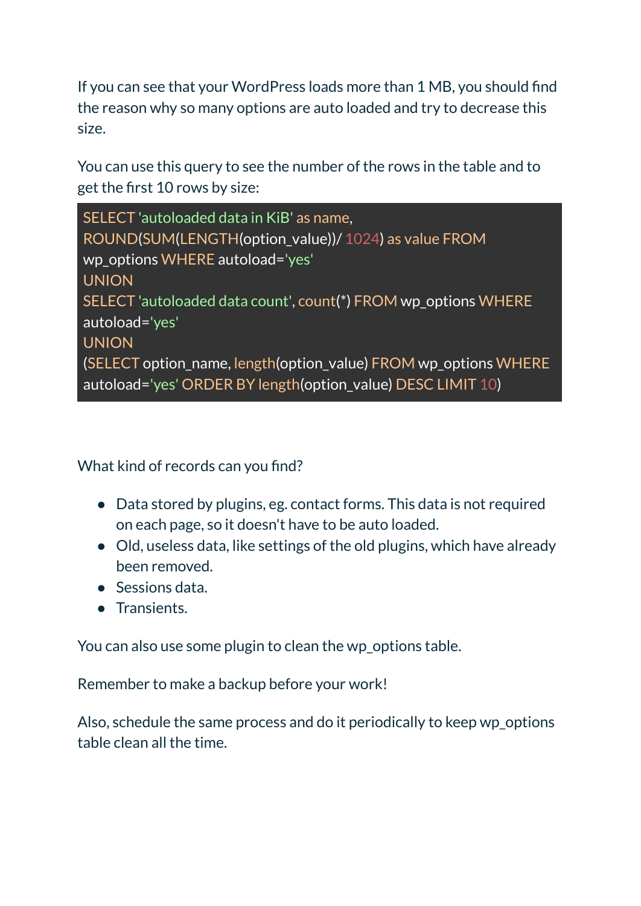If you can see that your WordPress loads more than 1 MB, you should find the reason why so many options are auto loaded and try to decrease this size.

You can use this query to see the number of the rows in the table and to get the first 10 rows by size:

```
SELECT 'autoloaded data in KiB' as name,
ROUND(SUM(LENGTH(option_value))/ 1024) as value FROM
wp_options WHERE autoload='yes'
UNION
SELECT 'autoloaded data count', count(*) FROM wp_options WHERE
autoload='yes'
UNION
(SELECT option_name, length(option_value) FROM wp_options WHERE
autoload='yes' ORDER BY length(option_value) DESC LIMIT 10)
```

What kind of records can you find?

- Data stored by plugins, eg. contact forms. This data is not required on each page, so it doesn't have to be auto loaded.
- Old, useless data, like settings of the old plugins, which have already been removed.
- Sessions data.
- Transients.

You can also use some plugin to clean the wp_options table.

Remember to make a backup before your work!

Also, schedule the same process and do it periodically to keep wp_options table clean all the time.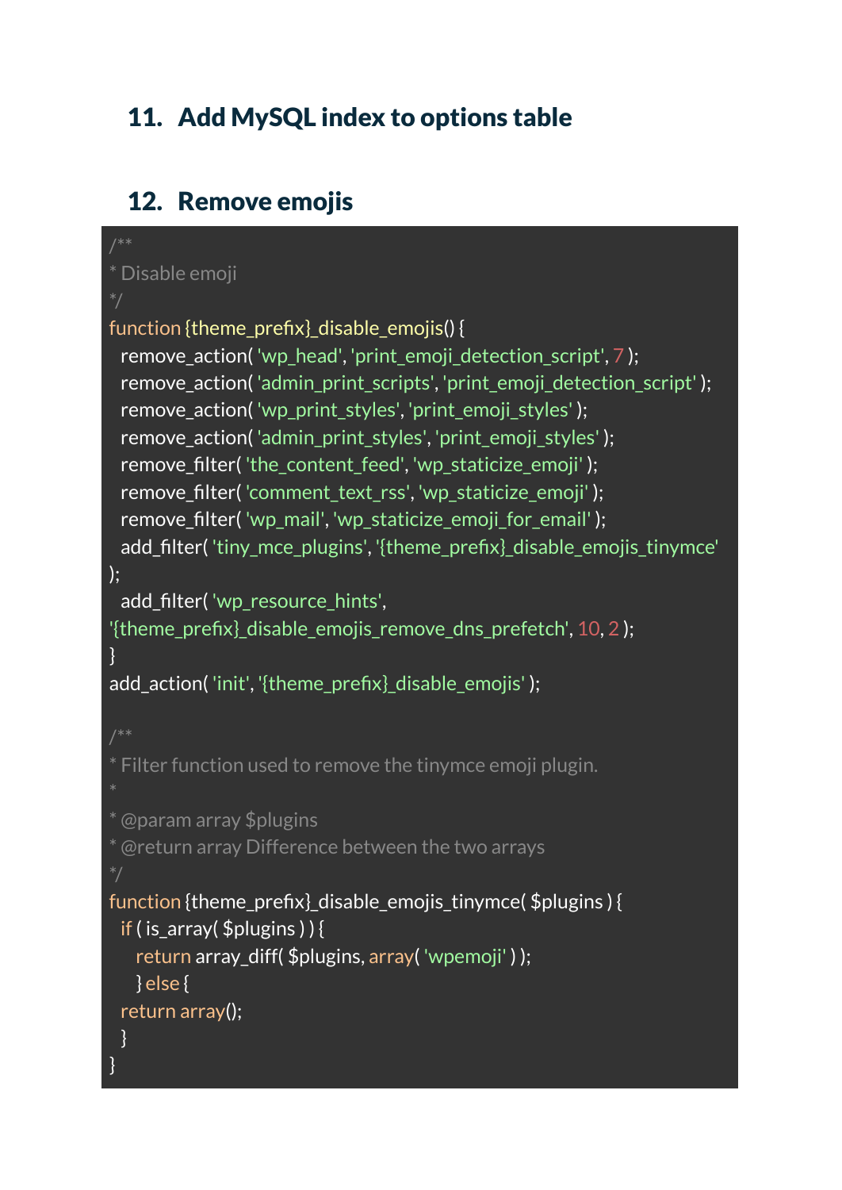## 11. Add MySQL index to options table

## 12. Remove emojis

```
/**
* Disable emoji
*/
function {theme_prefix}_disable_emojis() {
  remove_action( 'wp_head', 'print_emoji_detection_script', 7 );
  remove_action( 'admin_print_scripts', 'print_emoji_detection_script' );
  remove_action( 'wp_print_styles', 'print_emoji_styles' );
  remove_action( 'admin_print_styles', 'print_emoji_styles' );
  remove_filter( 'the_content_feed', 'wp_staticize_emoji' );
  remove_filter( 'comment_text_rss', 'wp_staticize_emoji' );
  remove_filter( 'wp_mail', 'wp_staticize_emoji_for_email' );
  add_filter( 'tiny_mce_plugins', '{theme_prefix}_disable_emojis_tinymce'
);
  add_filter( 'wp_resource_hints',
'{theme_prefix}_disable_emojis_remove_dns_prefetch', 10, 2 );
}
add_action( 'init', '{theme_prefix}_disable_emojis' );

/**
* Filter function used to remove the tinymce emoji plugin.
*
* @param array $plugins
* @return array Difference between the two arrays
*/
function {theme_prefix}_disable_emojis_tinymce( $plugins ) {
  if ( is_array( $plugins ) ) {
    return array_diff( $plugins, array( 'wpemoji' ) );
    } else {
  return array();
  }
}
```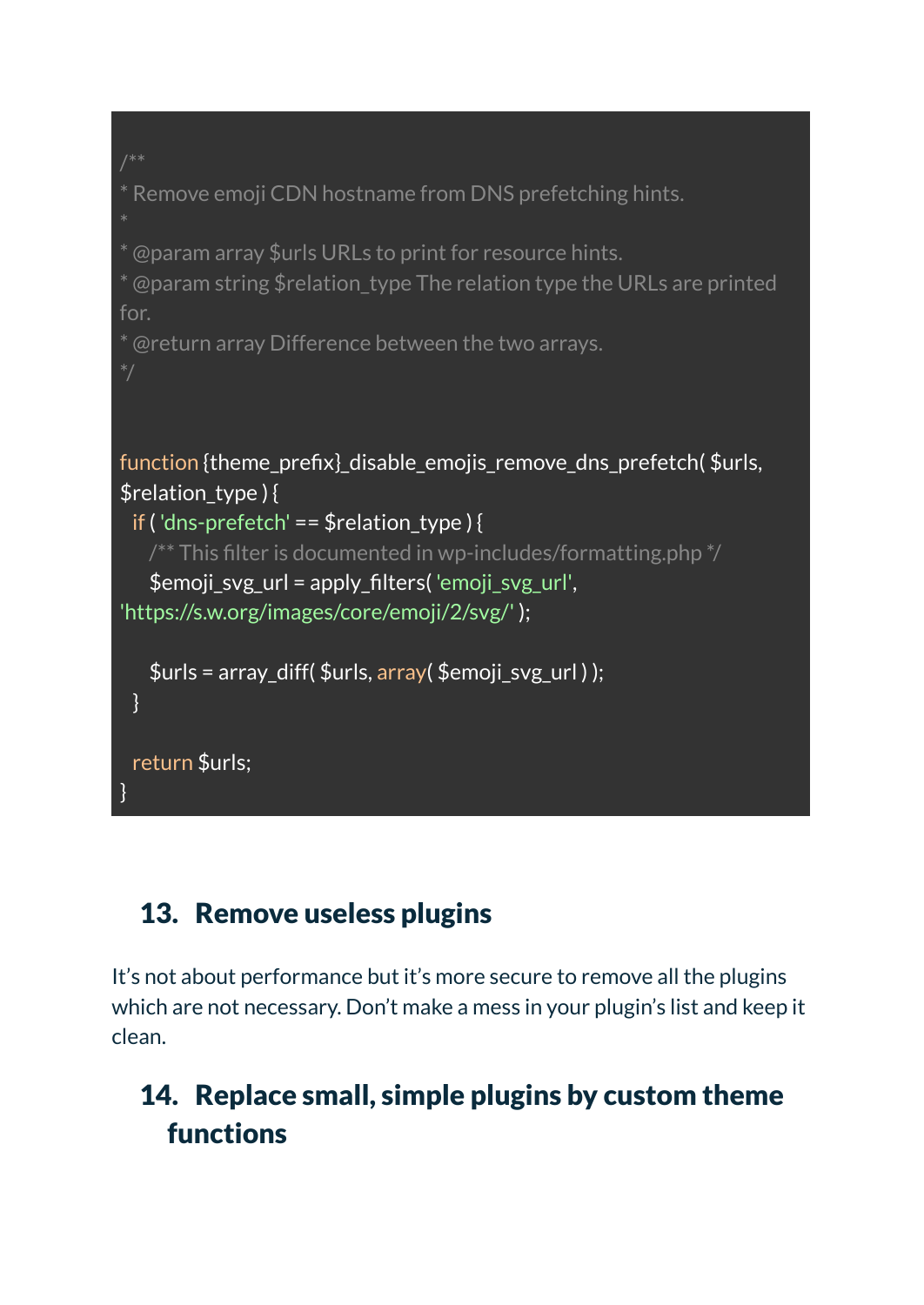```
/**
* Remove emoji CDN hostname from DNS prefetching hints.
*
* @param array $urls URLs to print for resource hints.
* @param string $relation_type The relation type the URLs are printed
for.
* @return array Difference between the two arrays.
*/


function {theme_prefix}_disable_emojis_remove_dns_prefetch( $urls,
$relation_type ) {
  if ( 'dns-prefetch' == $relation_type ) {
    /** This filter is documented in wp-includes/formatting.php */
    $emoji_svg_url = apply_filters( 'emoji_svg_url',
'https://s.w.org/images/core/emoji/2/svg/' );

    $urls = array_diff( $urls, array( $emoji_svg_url ) );
  }

  return $urls;
}
```

## 13. Remove useless plugins

It's not about performance but it's more secure to remove all the plugins which are not necessary. Don't make a mess in your plugin's list and keep it clean.

## 14. Replace small, simple plugins by custom theme functions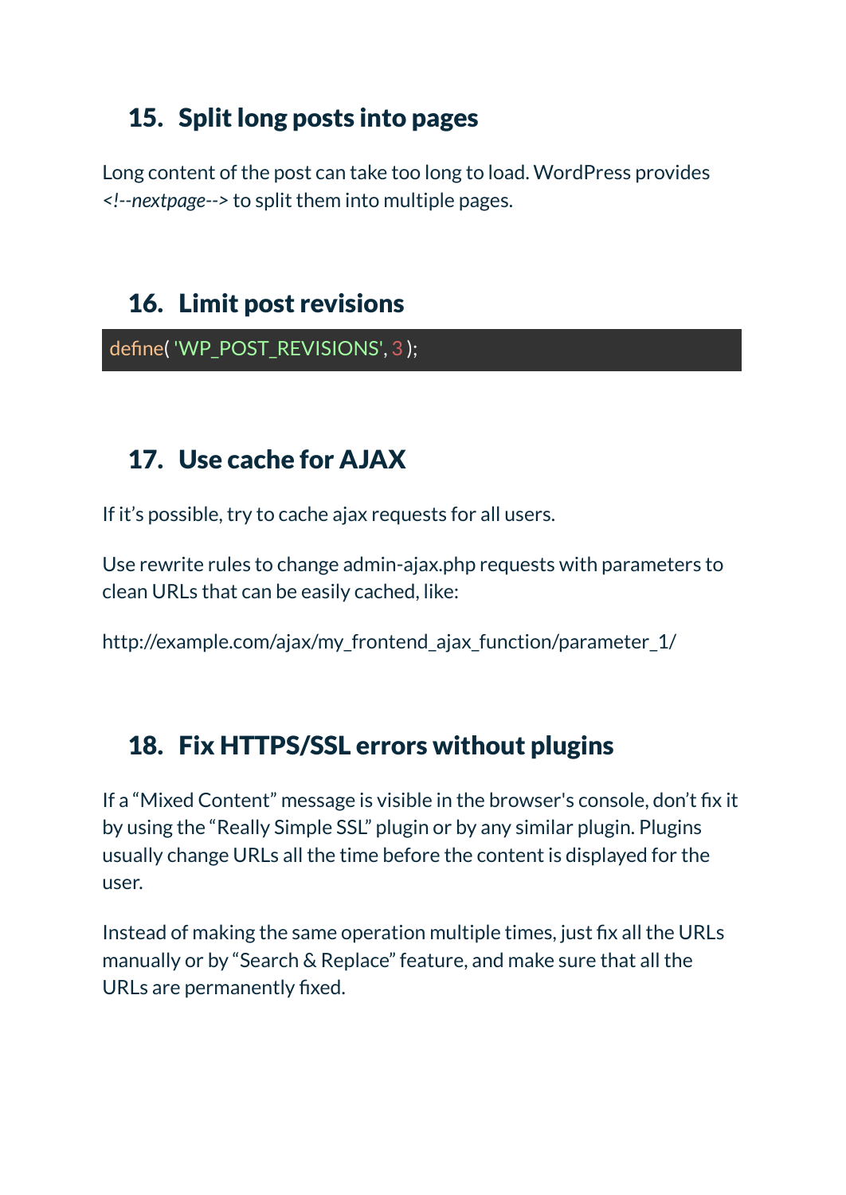## 15. Split long posts into pages

Long content of the post can take too long to load. WordPress provides *<!--nextpage-->* to split them into multiple pages.

## 16. Limit post revisions

```
define( 'WP_POST_REVISIONS', 3 );
```

## 17. Use cache for AJAX

If it's possible, try to cache ajax requests for all users.

Use rewrite rules to change admin-ajax.php requests with parameters to clean URLs that can be easily cached, like:

http://example.com/ajax/my_frontend_ajax_function/parameter_1/

## 18. Fix HTTPS/SSL errors without plugins

If a "Mixed Content" message is visible in the browser's console, don't fix it by using the "Really Simple SSL" plugin or by any similar plugin. Plugins usually change URLs all the time before the content is displayed for the user.

Instead of making the same operation multiple times, just fix all the URLs manually or by "Search & Replace" feature, and make sure that all the URLs are permanently fixed.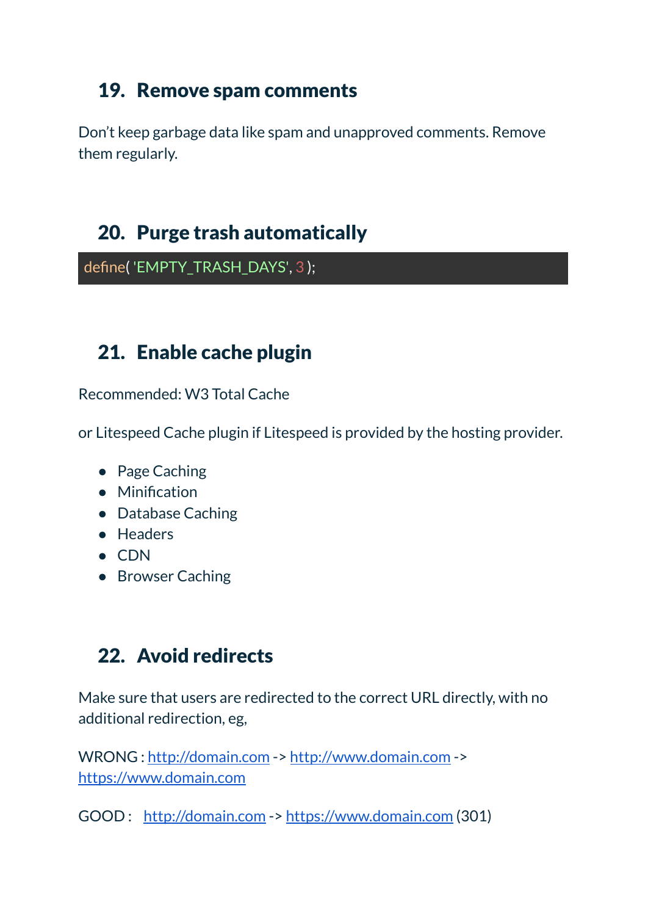## 19. Remove spam comments

Don't keep garbage data like spam and unapproved comments. Remove them regularly.

## 20. Purge trash automatically

```
define( 'EMPTY_TRASH_DAYS', 3 );
```

## 21. Enable cache plugin

Recommended: W3 Total Cache

or Litespeed Cache plugin if Litespeed is provided by the hosting provider.

- Page Caching
- Minification
- Database Caching
- Headers
- CDN
- Browser Caching

## 22. Avoid redirects

Make sure that users are redirected to the correct URL directly, with no additional redirection, eg,

WRONG : http://domain.com -> http://www.domain.com -> https://www.domain.com

GOOD : http://domain.com -> https://www.domain.com (301)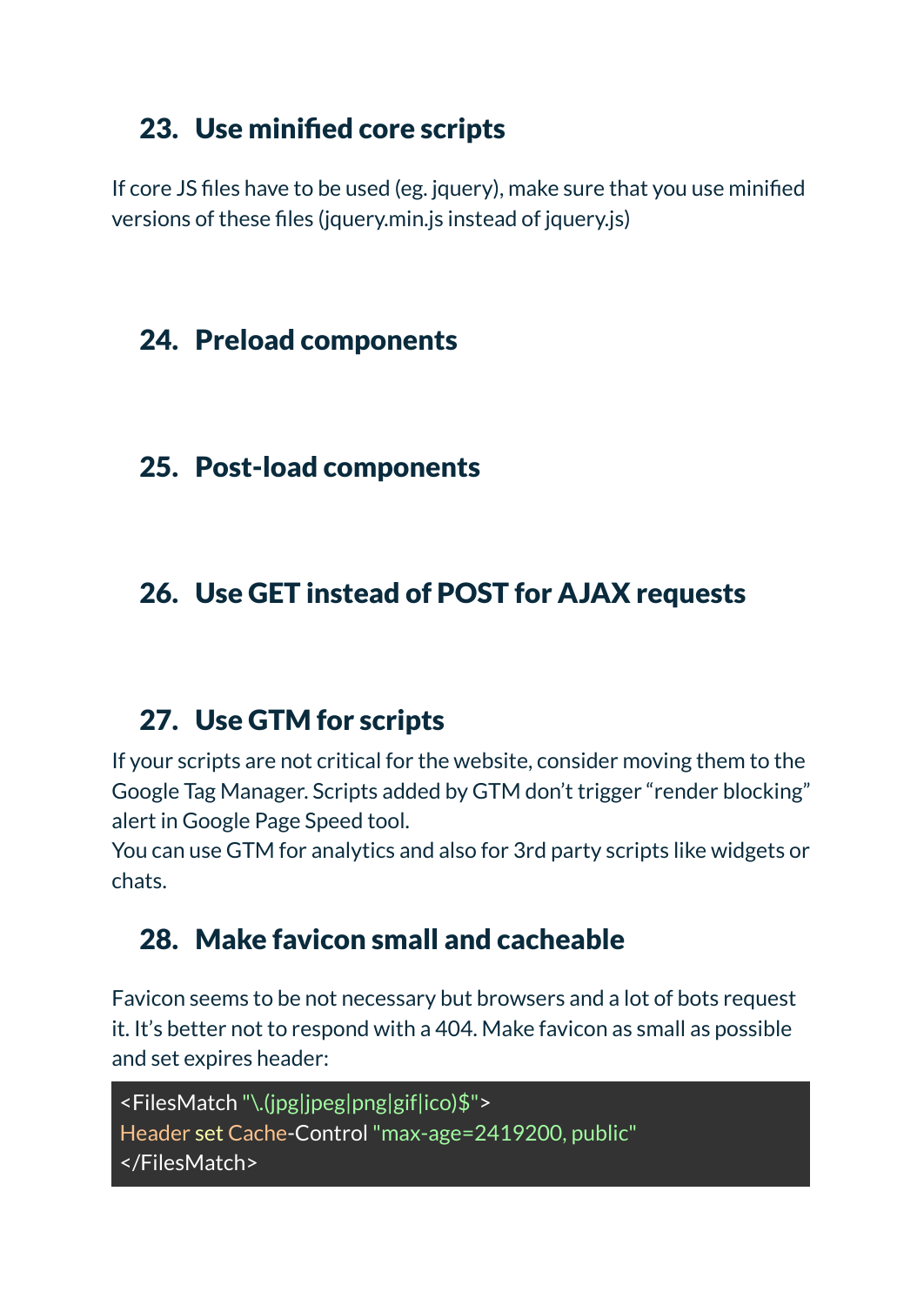## 23. Use minified core scripts

If core JS files have to be used (eg. jquery), make sure that you use minified versions of these files (jquery.min.js instead of jquery.js)

## 24. Preload components

## 25. Post-load components

## 26. Use GET instead of POST for AJAX requests

## 27. Use GTM for scripts

If your scripts are not critical for the website, consider moving them to the Google Tag Manager. Scripts added by GTM don't trigger "render blocking" alert in Google Page Speed tool.
You can use GTM for analytics and also for 3rd party scripts like widgets or chats.

## 28. Make favicon small and cacheable

Favicon seems to be not necessary but browsers and a lot of bots request it. It's better not to respond with a 404. Make favicon as small as possible and set expires header:

```
<FilesMatch "\.(jpg|jpeg|png|gif|ico)$">
Header set Cache-Control "max-age=2419200, public"
</FilesMatch>
```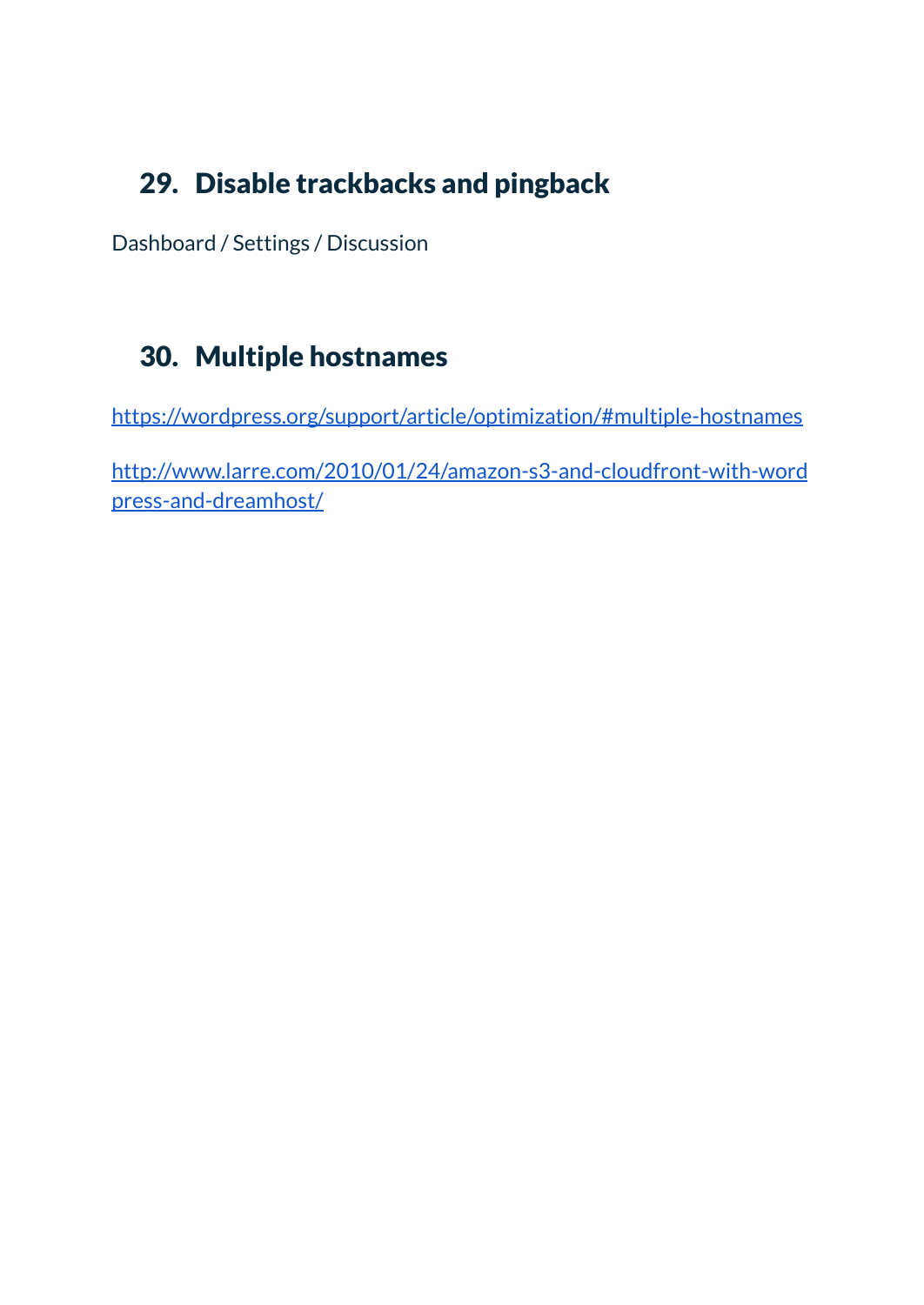## 29. Disable trackbacks and pingback

Dashboard / Settings / Discussion

## 30. Multiple hostnames

https://wordpress.org/support/article/optimization/#multiple-hostnames

http://www.larre.com/2010/01/24/amazon-s3-and-cloudfront-with-wordpress-and-dreamhost/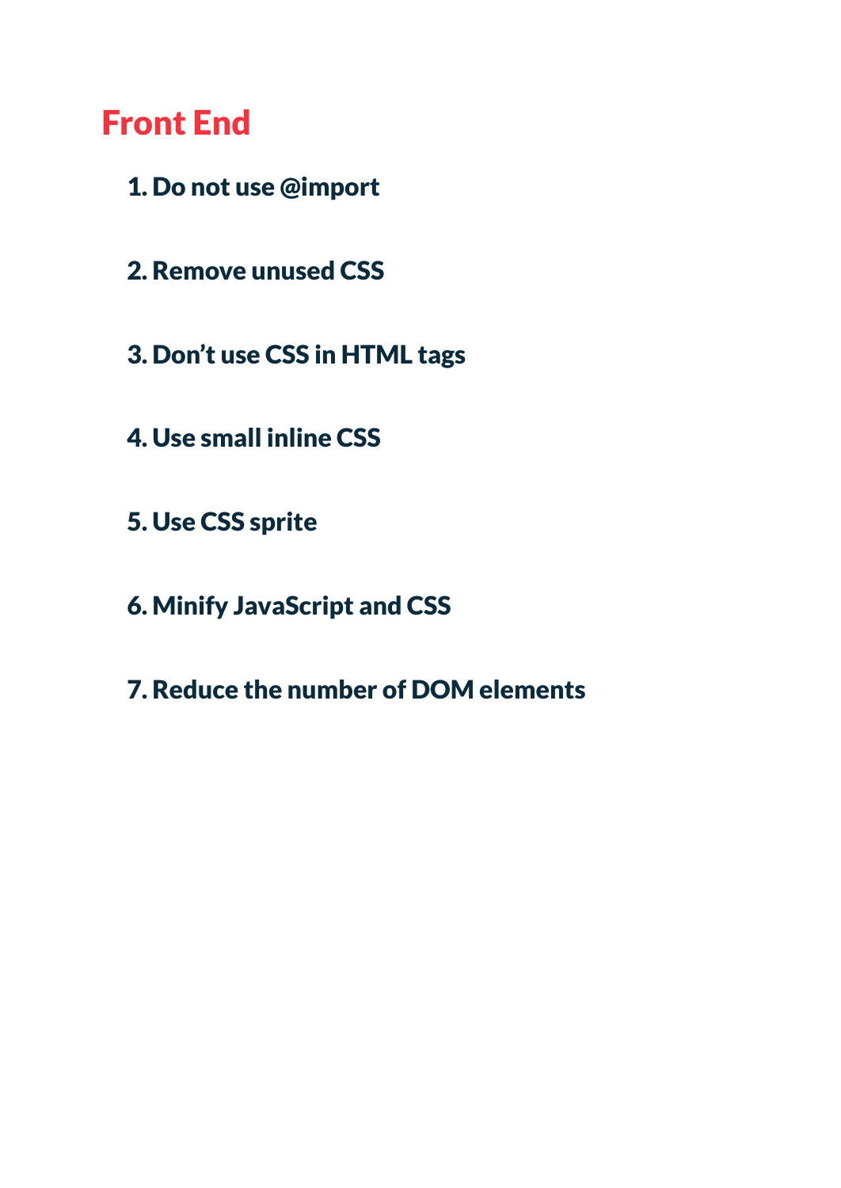# Front End

1. **Do not use @import**

2. **Remove unused CSS**

3. **Don’t use CSS in HTML tags**

4. **Use small inline CSS**

5. **Use CSS sprite**

6. **Minify JavaScript and CSS**

7. **Reduce the number of DOM elements**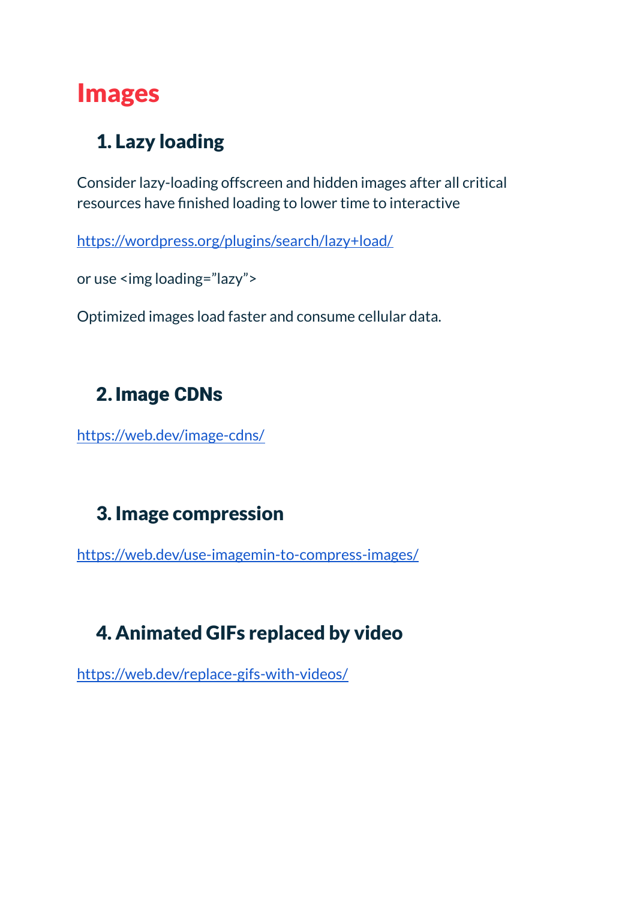# Images

## 1. Lazy loading

Consider lazy-loading offscreen and hidden images after all critical resources have finished loading to lower time to interactive

https://wordpress.org/plugins/search/lazy+load/

or use <img loading=”lazy”>

Optimized images load faster and consume cellular data.

## 2. Image CDNs

https://web.dev/image-cdns/

## 3. Image compression

https://web.dev/use-imagemin-to-compress-images/

## 4. Animated GIFs replaced by video

https://web.dev/replace-gifs-with-videos/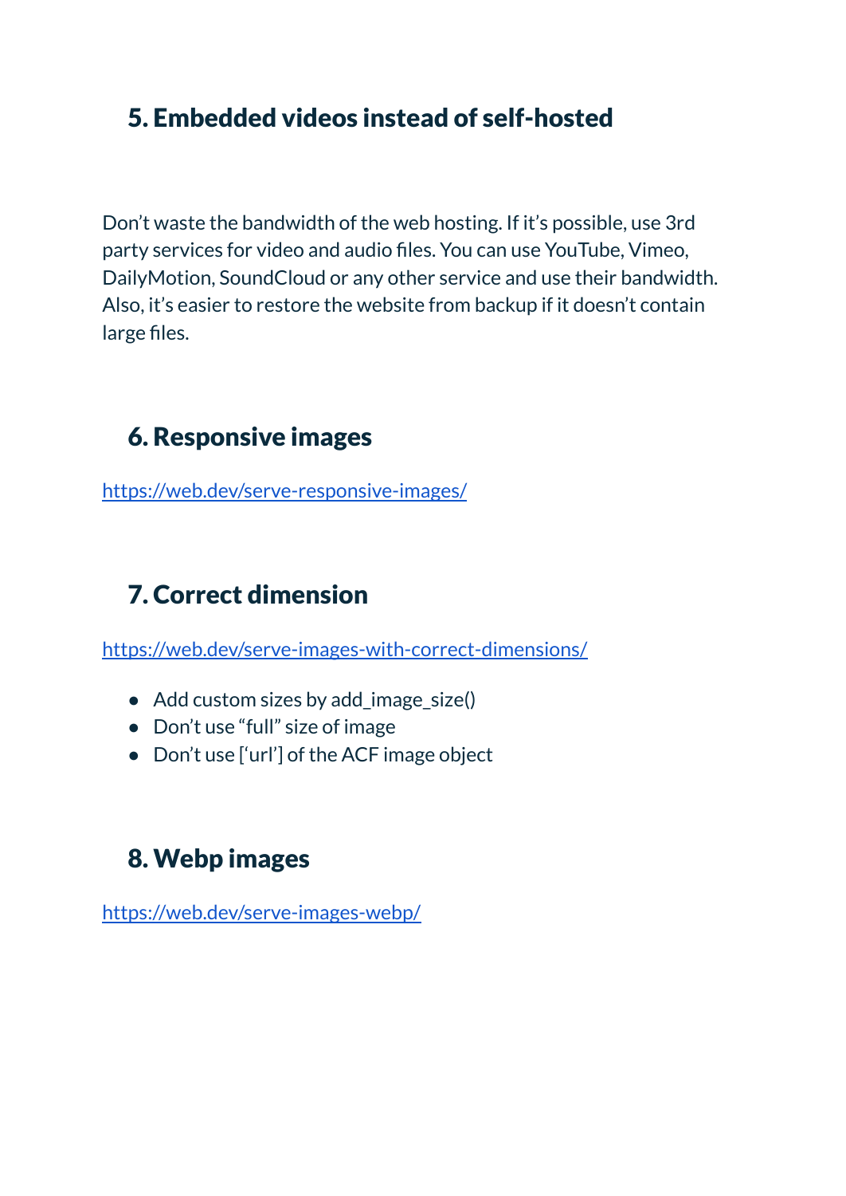## 5. Embedded videos instead of self-hosted

Don’t waste the bandwidth of the web hosting. If it’s possible, use 3rd party services for video and audio files. You can use YouTube, Vimeo, DailyMotion, SoundCloud or any other service and use their bandwidth. Also, it’s easier to restore the website from backup if it doesn’t contain large files.

## 6. Responsive images

https://web.dev/serve-responsive-images/

## 7. Correct dimension

https://web.dev/serve-images-with-correct-dimensions/

- Add custom sizes by add_image_size()
- Don’t use “full” size of image
- Don’t use [‘url’] of the ACF image object

## 8. Webp images

https://web.dev/serve-images-webp/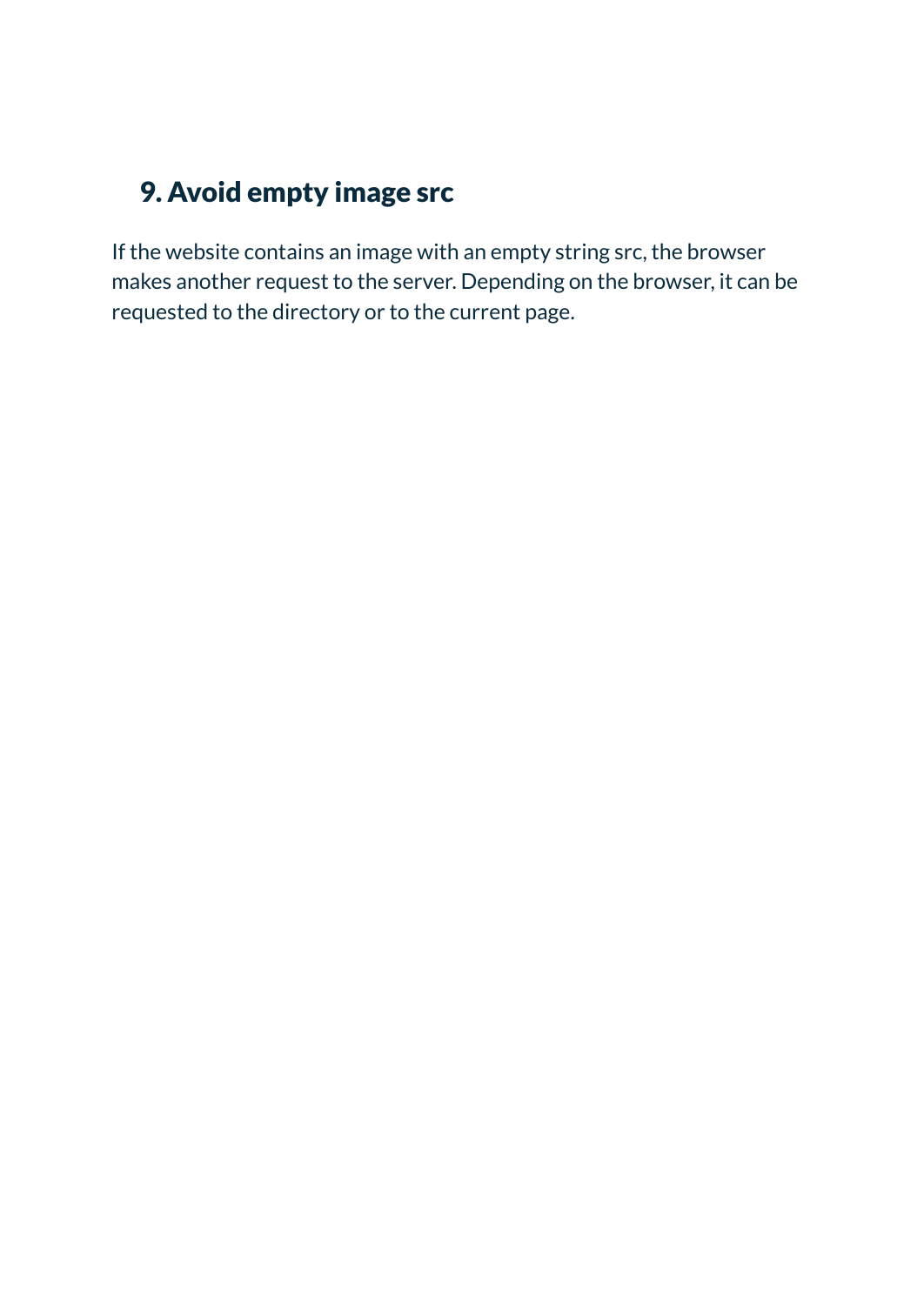## 9. Avoid empty image src

If the website contains an image with an empty string src, the browser makes another request to the server. Depending on the browser, it can be requested to the directory or to the current page.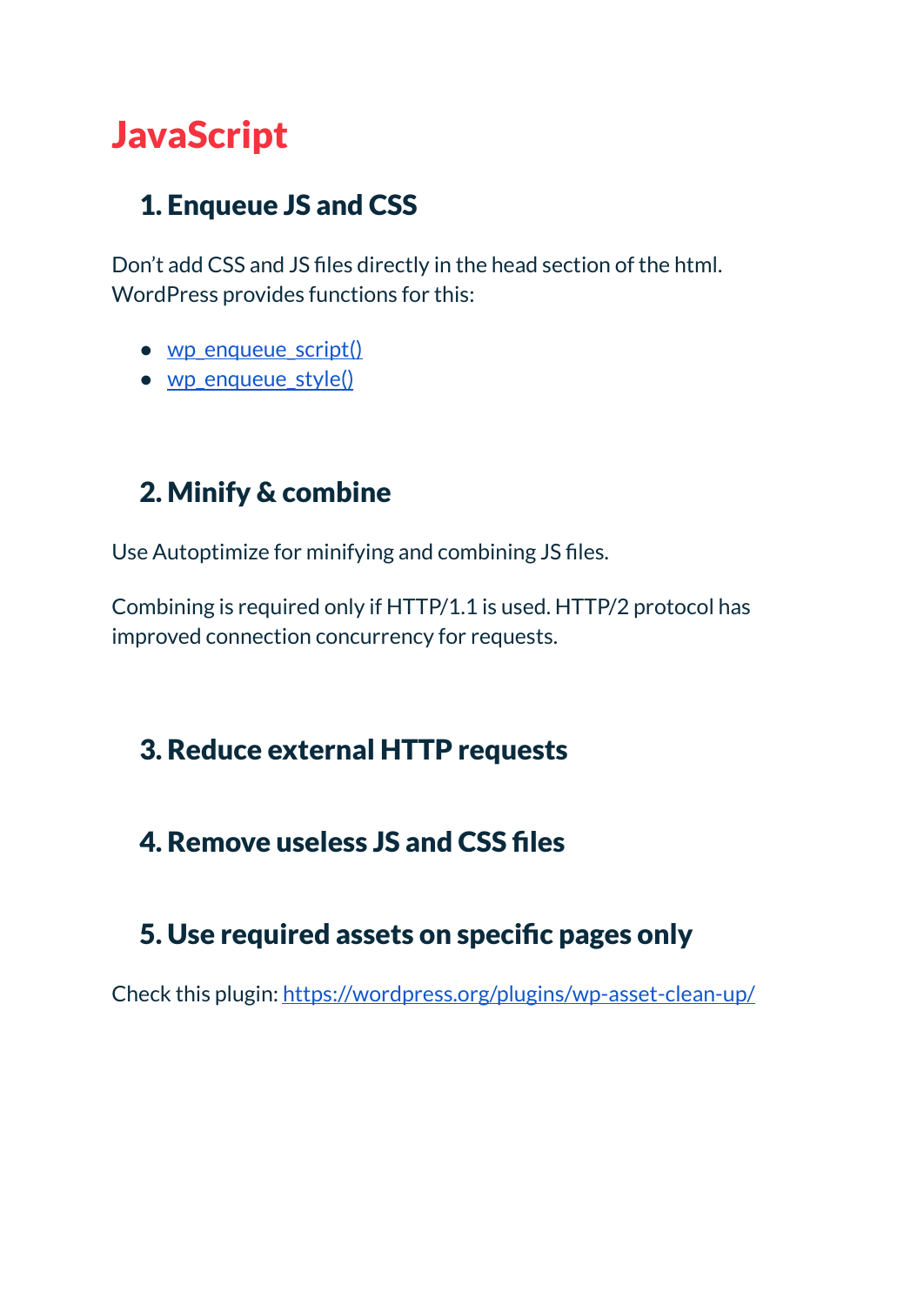# JavaScript

## 1. Enqueue JS and CSS

Don't add CSS and JS files directly in the head section of the html. WordPress provides functions for this:

- wp_enqueue_script()
- wp_enqueue_style()

## 2. Minify & combine

Use Autoptimize for minifying and combining JS files.

Combining is required only if HTTP/1.1 is used. HTTP/2 protocol has improved connection concurrency for requests.

## 3. Reduce external HTTP requests

## 4. Remove useless JS and CSS files

## 5. Use required assets on specific pages only

Check this plugin: https://wordpress.org/plugins/wp-asset-clean-up/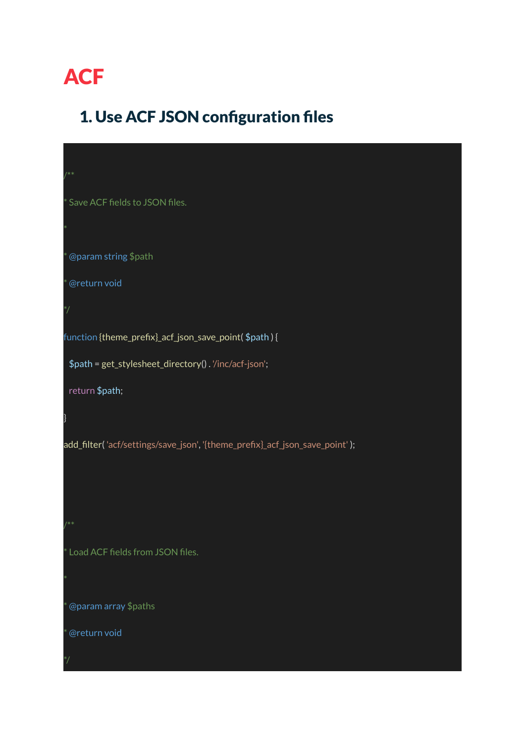# ACF

## 1. Use ACF JSON configuration files

```
/**
* Save ACF fields to JSON files.
*
* @param string $path
* @return void
*/
function {theme_prefix}_acf_json_save_point( $path ) {
  $path = get_stylesheet_directory() . '/inc/acf-json';
  return $path;
}
add_filter( 'acf/settings/save_json', '{theme_prefix}_acf_json_save_point' );


/**
* Load ACF fields from JSON files.
*
* @param array $paths
* @return void
*/
```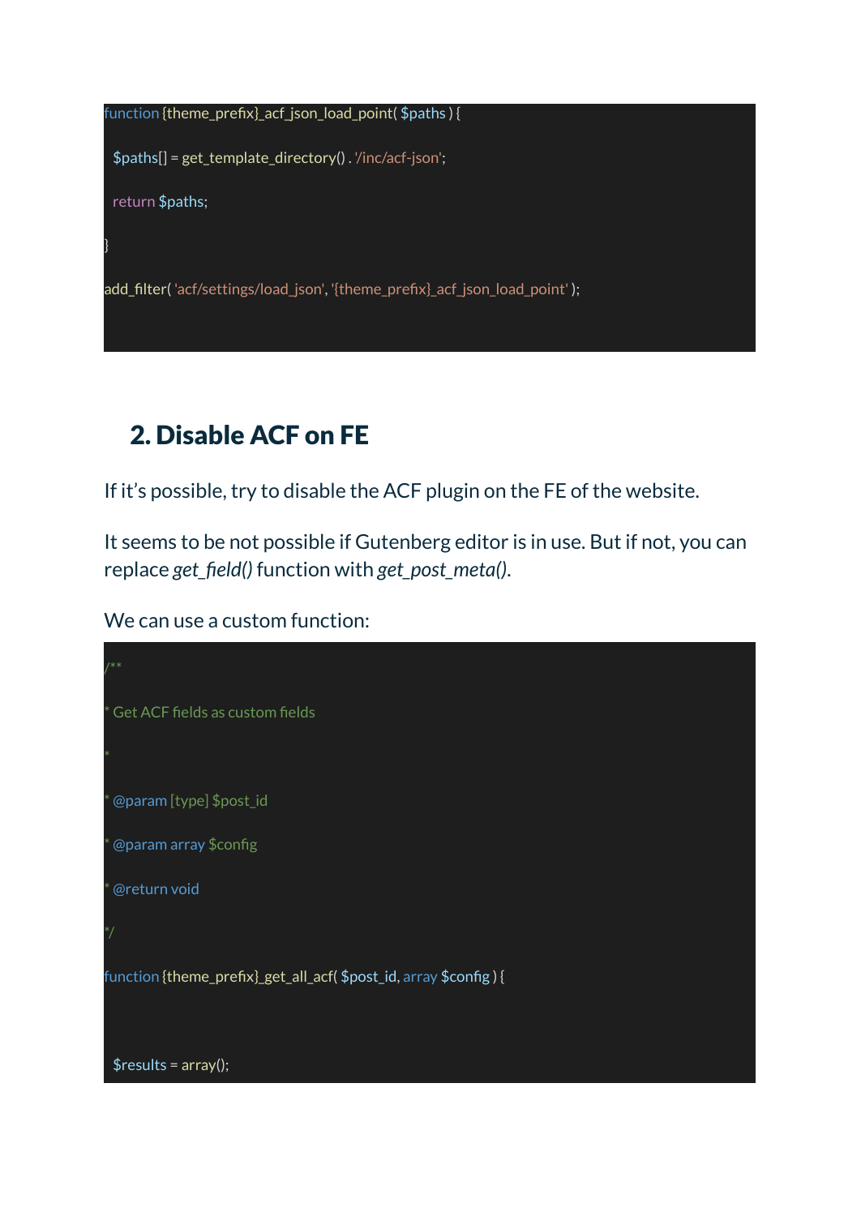```php
function {theme_prefix}_acf_json_load_point( $paths ) {

  $paths[] = get_template_directory() . '/inc/acf-json';

  return $paths;

}

add_filter( 'acf/settings/load_json', '{theme_prefix}_acf_json_load_point' );
```

## 2. Disable ACF on FE

If it's possible, try to disable the ACF plugin on the FE of the website.

It seems to be not possible if Gutenberg editor is in use. But if not, you can replace *get_field()* function with *get_post_meta()*.

We can use a custom function:

```php
/**

* Get ACF fields as custom fields

*

* @param [type] $post_id

* @param array $config

* @return void

*/

function {theme_prefix}_get_all_acf( $post_id, array $config ) {


  $results = array();
```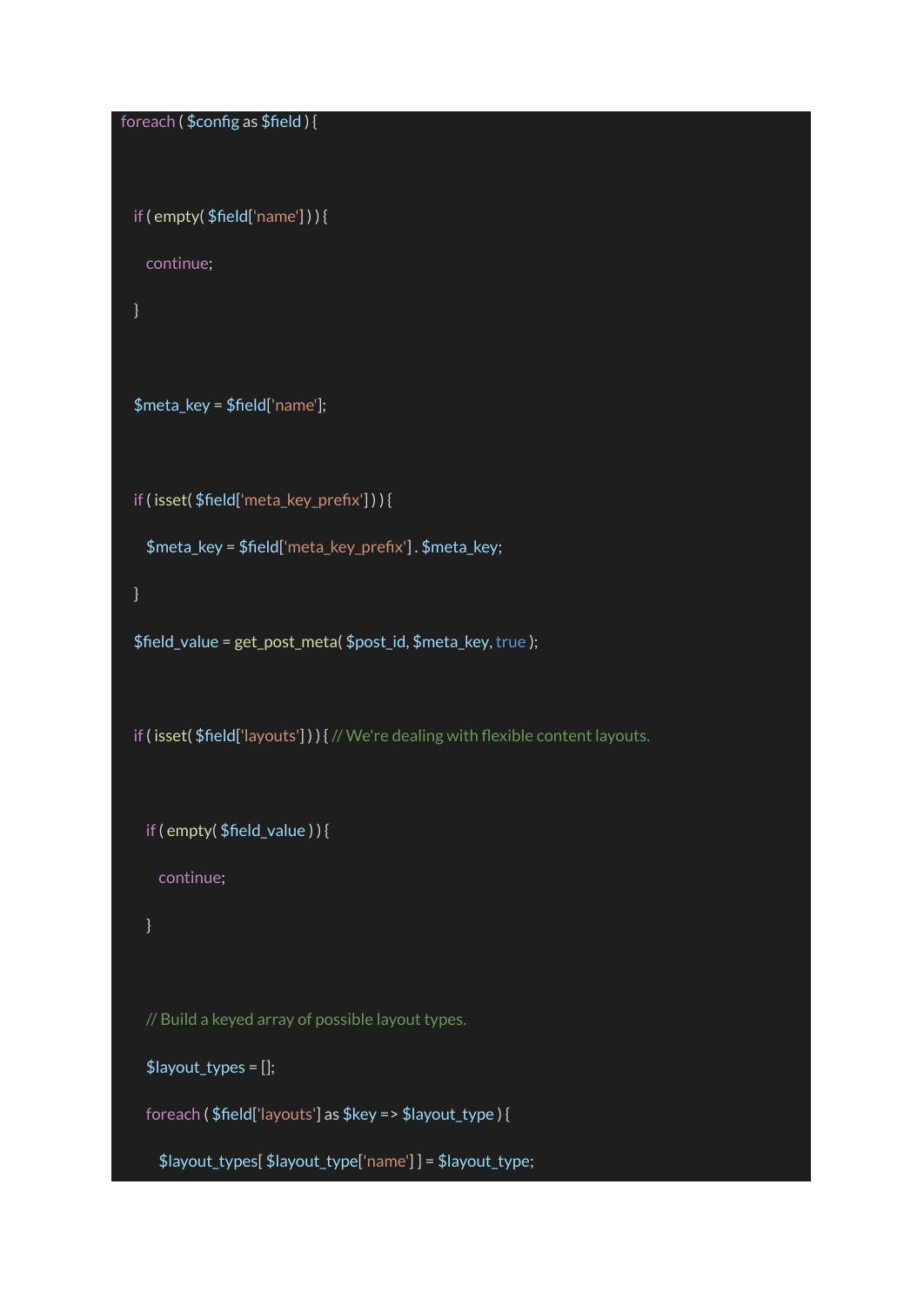```
foreach ( $config as $field ) {

  if ( empty( $field['name'] ) ) {
    continue;
  }

  $meta_key = $field['name'];

  if ( isset( $field['meta_key_prefix'] ) ) {
    $meta_key = $field['meta_key_prefix'] . $meta_key;
  }
  $field_value = get_post_meta( $post_id, $meta_key, true );

  if ( isset( $field['layouts'] ) ) { // We're dealing with flexible content layouts.

    if ( empty( $field_value ) ) {
      continue;
    }

    // Build a keyed array of possible layout types.
    $layout_types = [];
    foreach ( $field['layouts'] as $key => $layout_type ) {
      $layout_types[ $layout_type['name'] ] = $layout_type;
```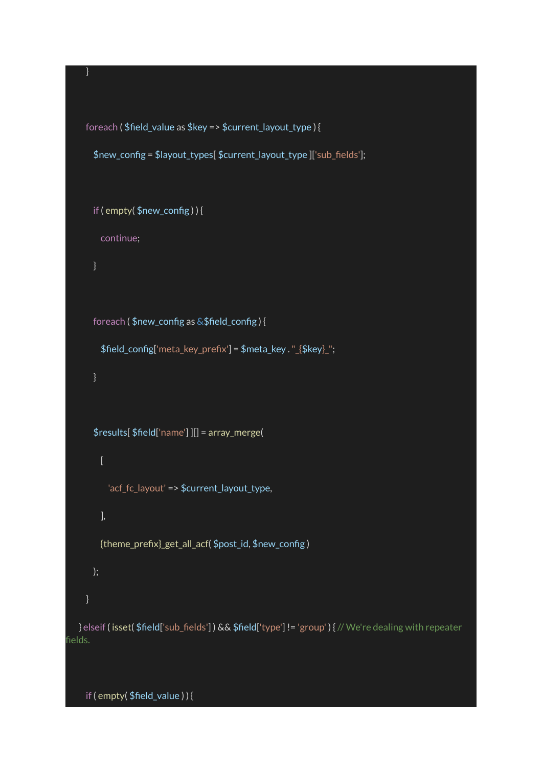```
}

foreach ( $field_value as $key => $current_layout_type ) {

  $new_config = $layout_types[ $current_layout_type ]['sub_fields'];

  if ( empty( $new_config ) ) {

    continue;

  }

  foreach ( $new_config as &$field_config ) {

    $field_config['meta_key_prefix'] = $meta_key . "_{$key}_";

  }

  $results[ $field['name'] ][] = array_merge(

    [

      'acf_fc_layout' => $current_layout_type,

    ],

    {theme_prefix}_get_all_acf( $post_id, $new_config )

  );

}

} elseif ( isset( $field['sub_fields'] ) && $field['type'] != 'group' ) { // We're dealing with repeater fields.

if ( empty( $field_value ) ) {
```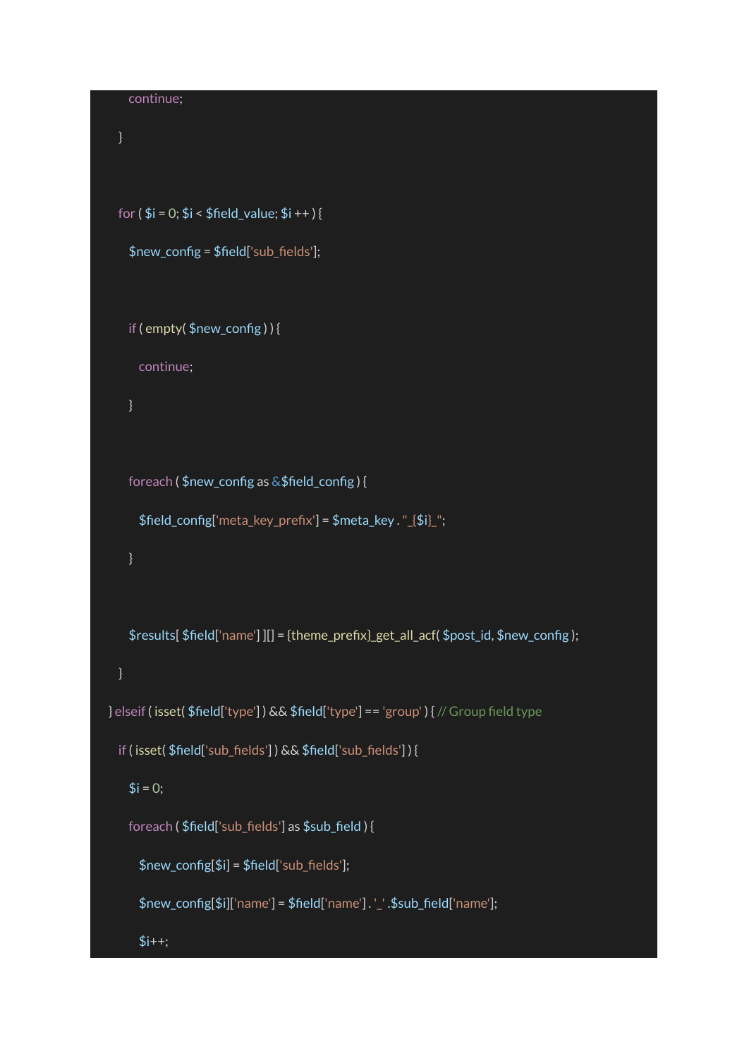```
            continue;
        }

        for ( $i = 0; $i < $field_value; $i ++ ) {
            $new_config = $field['sub_fields'];

            if ( empty( $new_config ) ) {
                continue;
            }

            foreach ( $new_config as &$field_config ) {
                $field_config['meta_key_prefix'] = $meta_key . "_{$i}_";
            }

            $results[ $field['name'] ][] = {theme_prefix}_get_all_acf( $post_id, $new_config );
        }
    } elseif ( isset( $field['type'] ) && $field['type'] == 'group' ) { // Group field type
        if ( isset( $field['sub_fields'] ) && $field['sub_fields'] ) {
            $i = 0;
            foreach ( $field['sub_fields'] as $sub_field ) {
                $new_config[$i] = $field['sub_fields'];
                $new_config[$i]['name'] = $field['name'] . '_' .$sub_field['name'];
                $i++;
```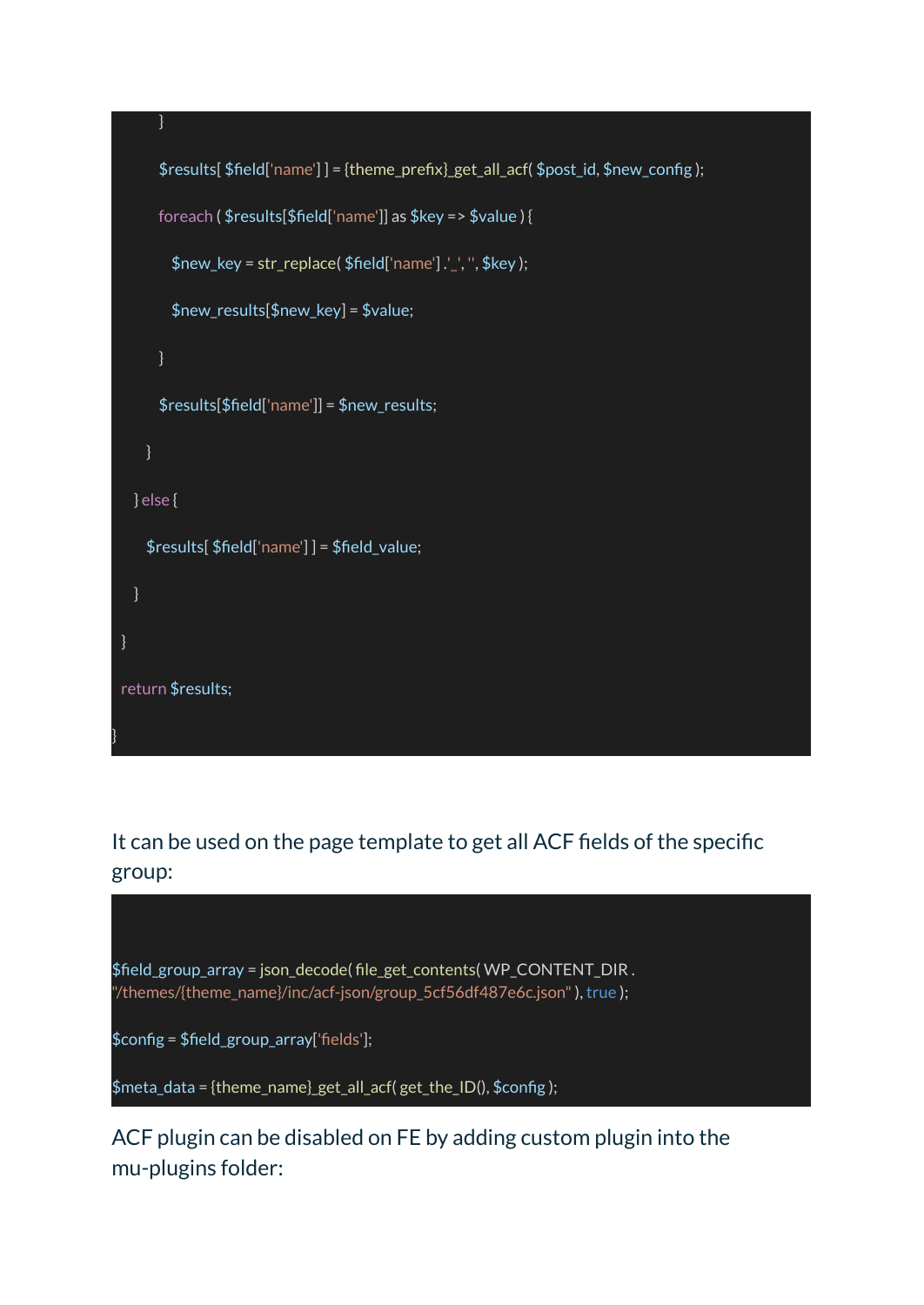```
        }

        $results[ $field['name'] ] = {theme_prefix}_get_all_acf( $post_id, $new_config );

        foreach ( $results[$field['name']] as $key => $value ) {

          $new_key = str_replace( $field['name'] . '_', '', $key );

          $new_results[$new_key] = $value;

        }

        $results[$field['name']] = $new_results;

      }

    } else {

      $results[ $field['name'] ] = $field_value;

    }

  }

  return $results;

}
```

It can be used on the page template to get all ACF fields of the specific group:

```
$field_group_array = json_decode( file_get_contents( WP_CONTENT_DIR . "/themes/{theme_name}/inc/acf-json/group_5cf56df487e6c.json" ), true );

$config = $field_group_array['fields'];

$meta_data = {theme_name}_get_all_acf( get_the_ID(), $config );
```

ACF plugin can be disabled on FE by adding custom plugin into the mu-plugins folder: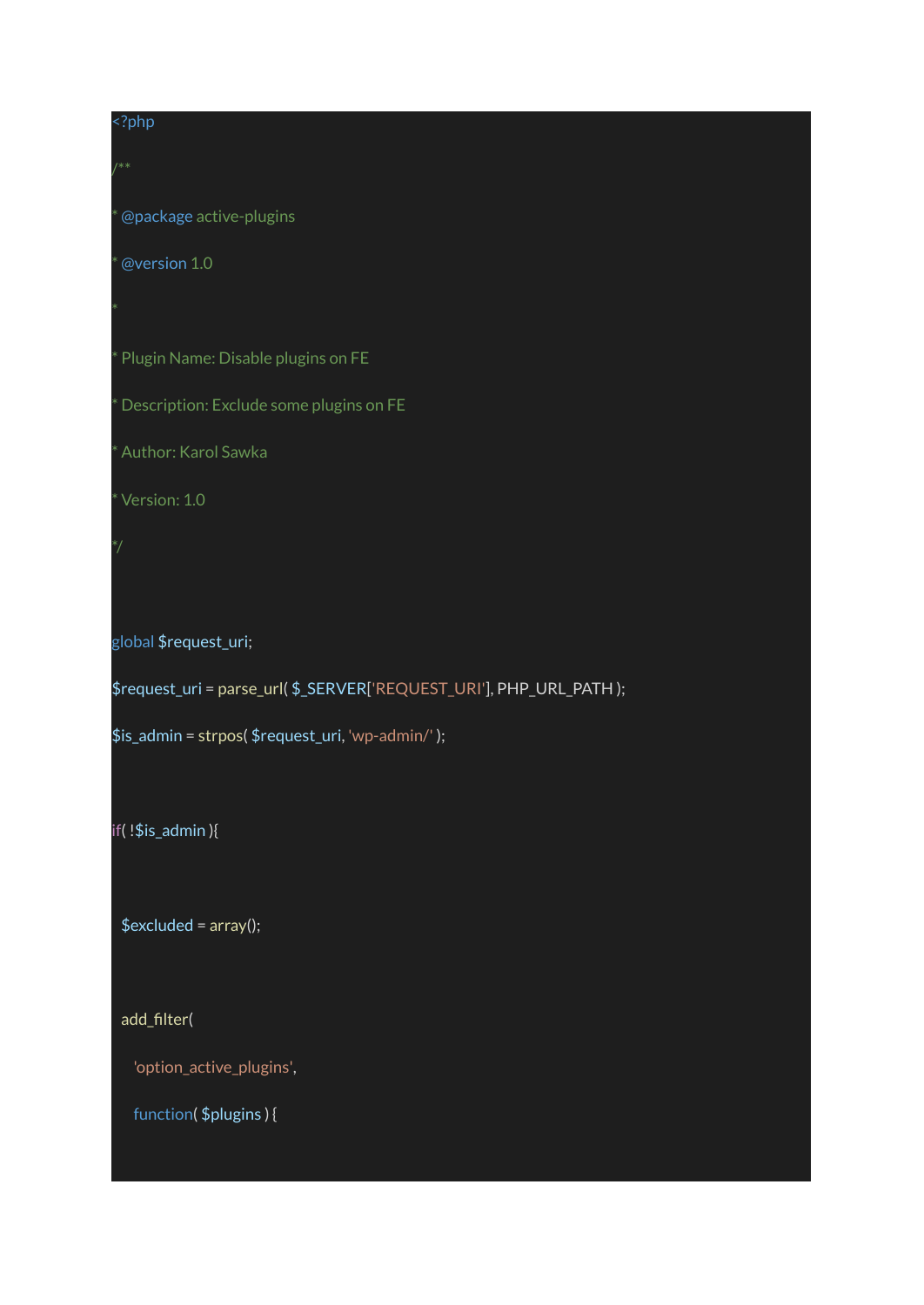```php
<?php

/**

* @package active-plugins

* @version 1.0

*

* Plugin Name: Disable plugins on FE

* Description: Exclude some plugins on FE

* Author: Karol Sawka

* Version: 1.0

*/


global $request_uri;

$request_uri = parse_url( $_SERVER['REQUEST_URI'], PHP_URL_PATH );

$is_admin = strpos( $request_uri, 'wp-admin/' );


if( !$is_admin ){


  $excluded = array();


  add_filter(

    'option_active_plugins',

    function( $plugins ) {

```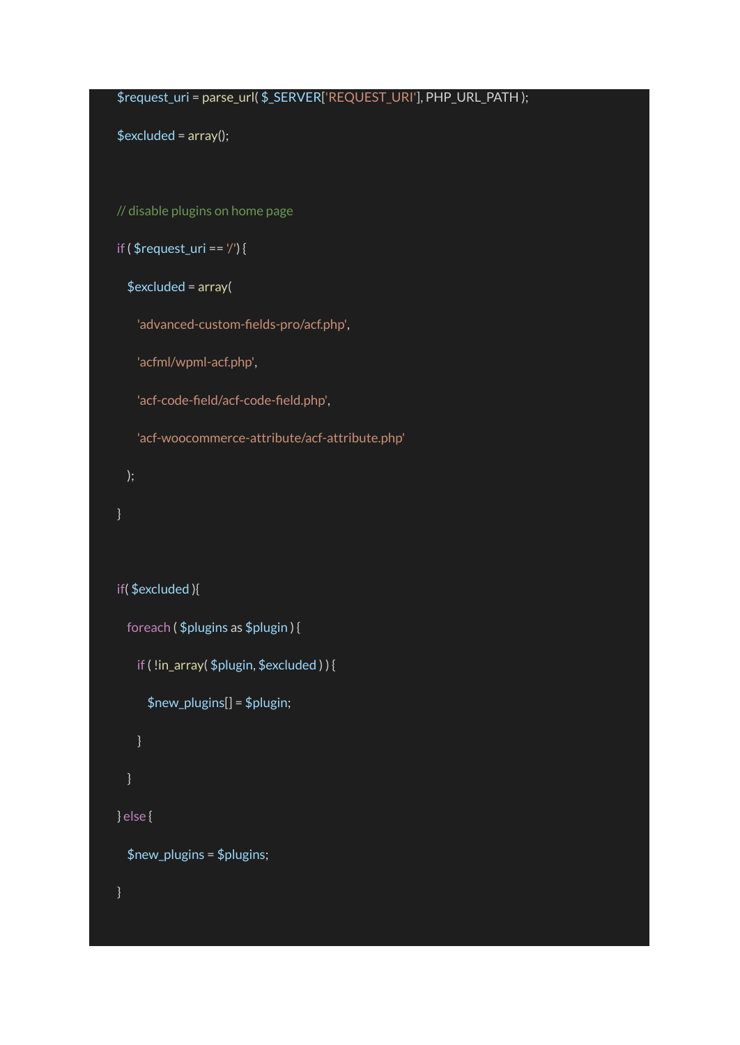```
$request_uri = parse_url( $_SERVER['REQUEST_URI'], PHP_URL_PATH );

$excluded = array();


// disable plugins on home page

if ( $request_uri == '/' ) {

  $excluded = array(

    'advanced-custom-fields-pro/acf.php',

    'acfml/wpml-acf.php',

    'acf-code-field/acf-code-field.php',

    'acf-woocommerce-attribute/acf-attribute.php'

  );

}


if( $excluded ){

  foreach ( $plugins as $plugin ) {

    if ( !in_array( $plugin, $excluded ) ) {

      $new_plugins[] = $plugin;

    }

  }

} else {

  $new_plugins = $plugins;

}
```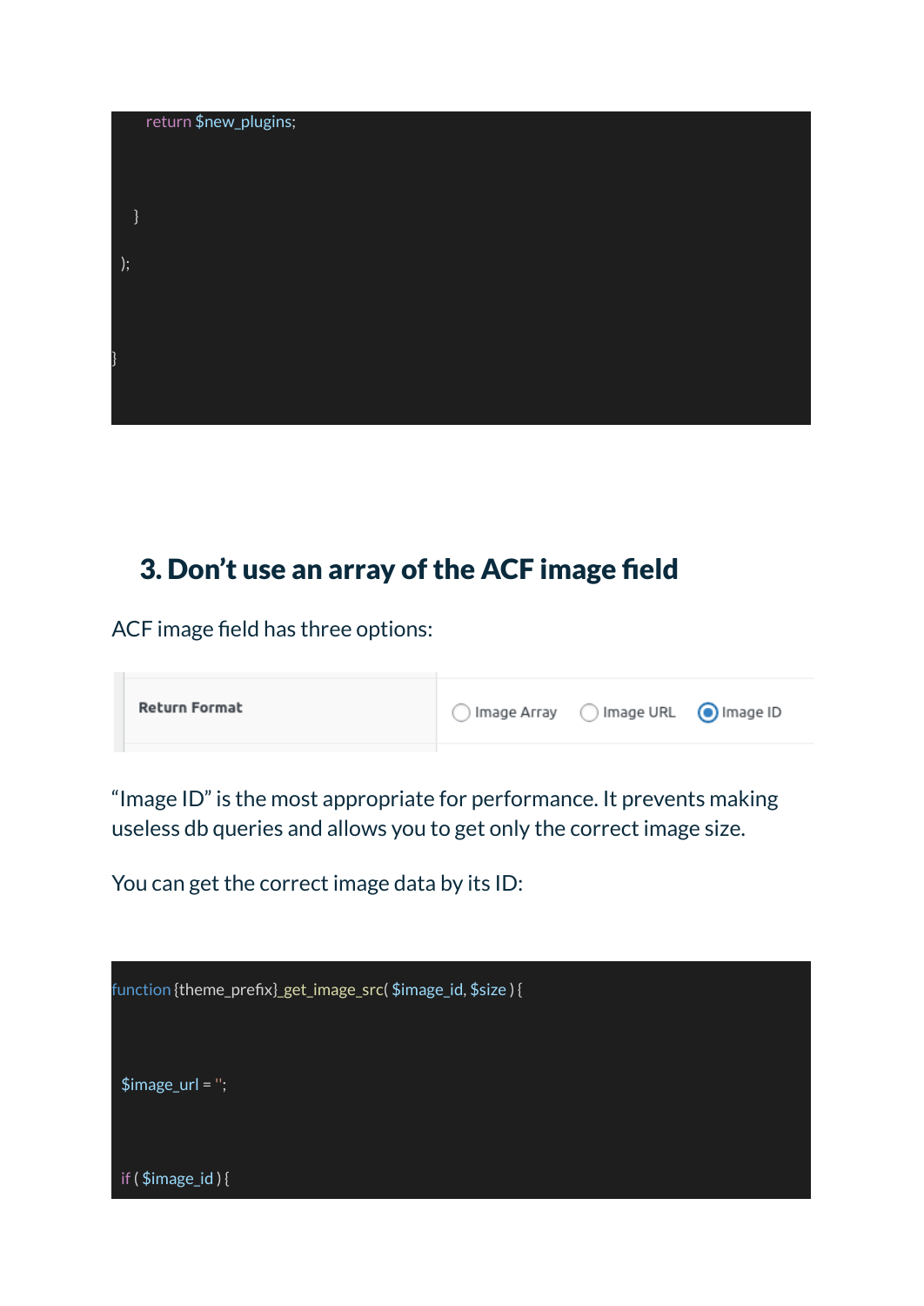```
        return $new_plugins;

    }

 );

}
```

## 3. Don't use an array of the ACF image field

ACF image field has three options:

| Return Format | ◯ Image Array ◯ Image URL ◉ Image ID |
|---|---|

"Image ID" is the most appropriate for performance. It prevents making useless db queries and allows you to get only the correct image size.

You can get the correct image data by its ID:

```
function {theme_prefix}_get_image_src( $image_id, $size ) {

 $image_url = '';

 if ( $image_id ) {
```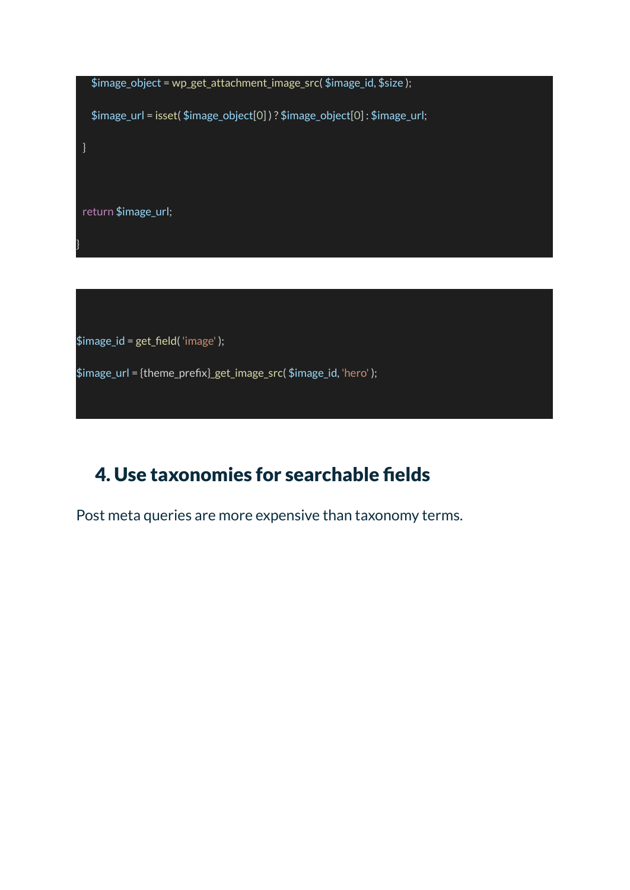```
    $image_object = wp_get_attachment_image_src( $image_id, $size );

    $image_url = isset( $image_object[0] ) ? $image_object[0] : $image_url;

  }



  return $image_url;

}
```

```
$image_id = get_field( 'image' );

$image_url = {theme_prefix}_get_image_src( $image_id, 'hero' );
```

## 4. Use taxonomies for searchable fields

Post meta queries are more expensive than taxonomy terms.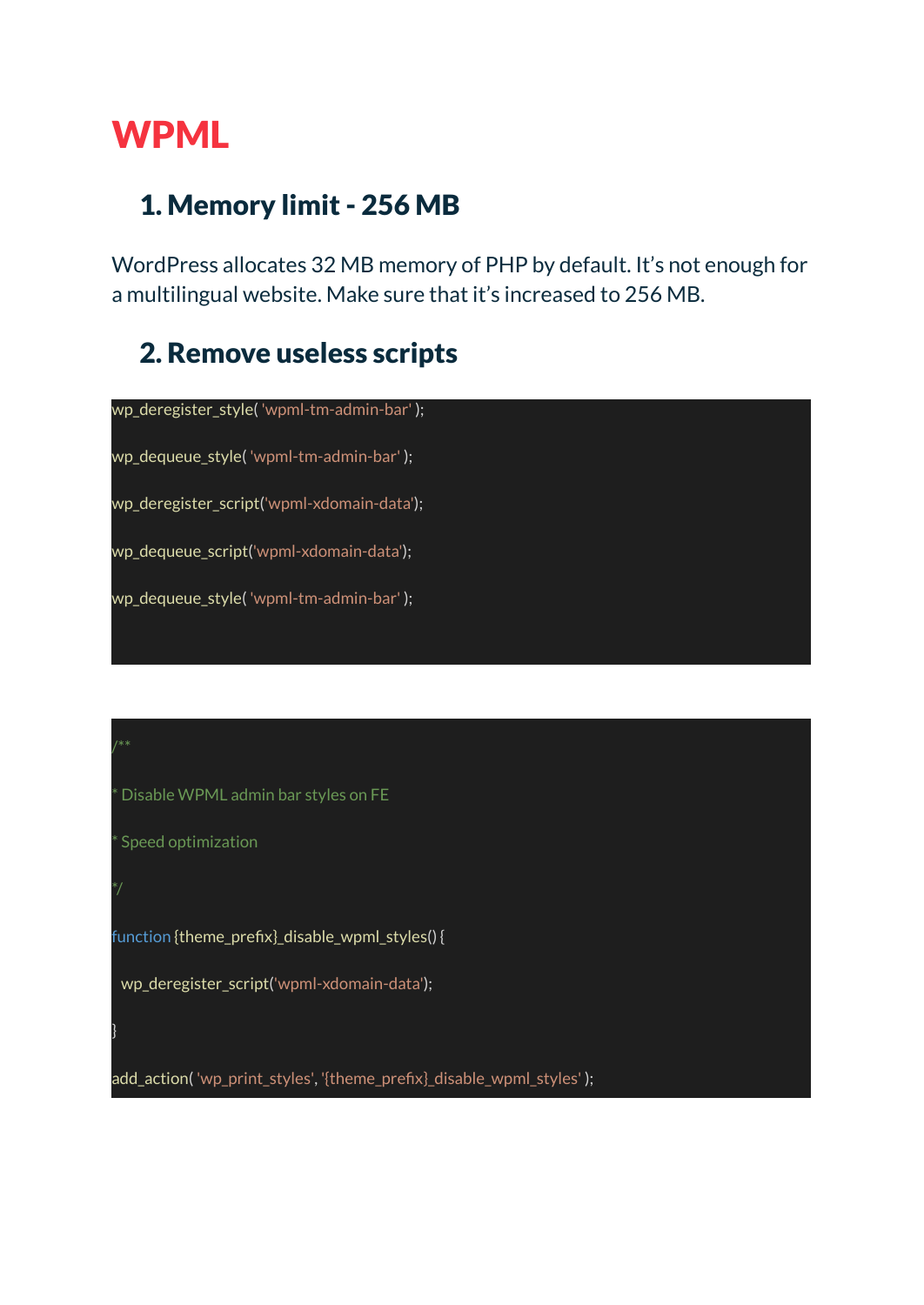# WPML

## 1. Memory limit - 256 MB

WordPress allocates 32 MB memory of PHP by default. It’s not enough for a multilingual website. Make sure that it’s increased to 256 MB.

## 2. Remove useless scripts

```
wp_deregister_style( 'wpml-tm-admin-bar' );

wp_dequeue_style( 'wpml-tm-admin-bar' );

wp_deregister_script('wpml-xdomain-data');

wp_dequeue_script('wpml-xdomain-data');

wp_dequeue_style( 'wpml-tm-admin-bar' );
```

```
/**

* Disable WPML admin bar styles on FE

* Speed optimization

*/

function {theme_prefix}_disable_wpml_styles() {

  wp_deregister_script('wpml-xdomain-data');

}

add_action( 'wp_print_styles', '{theme_prefix}_disable_wpml_styles' );
```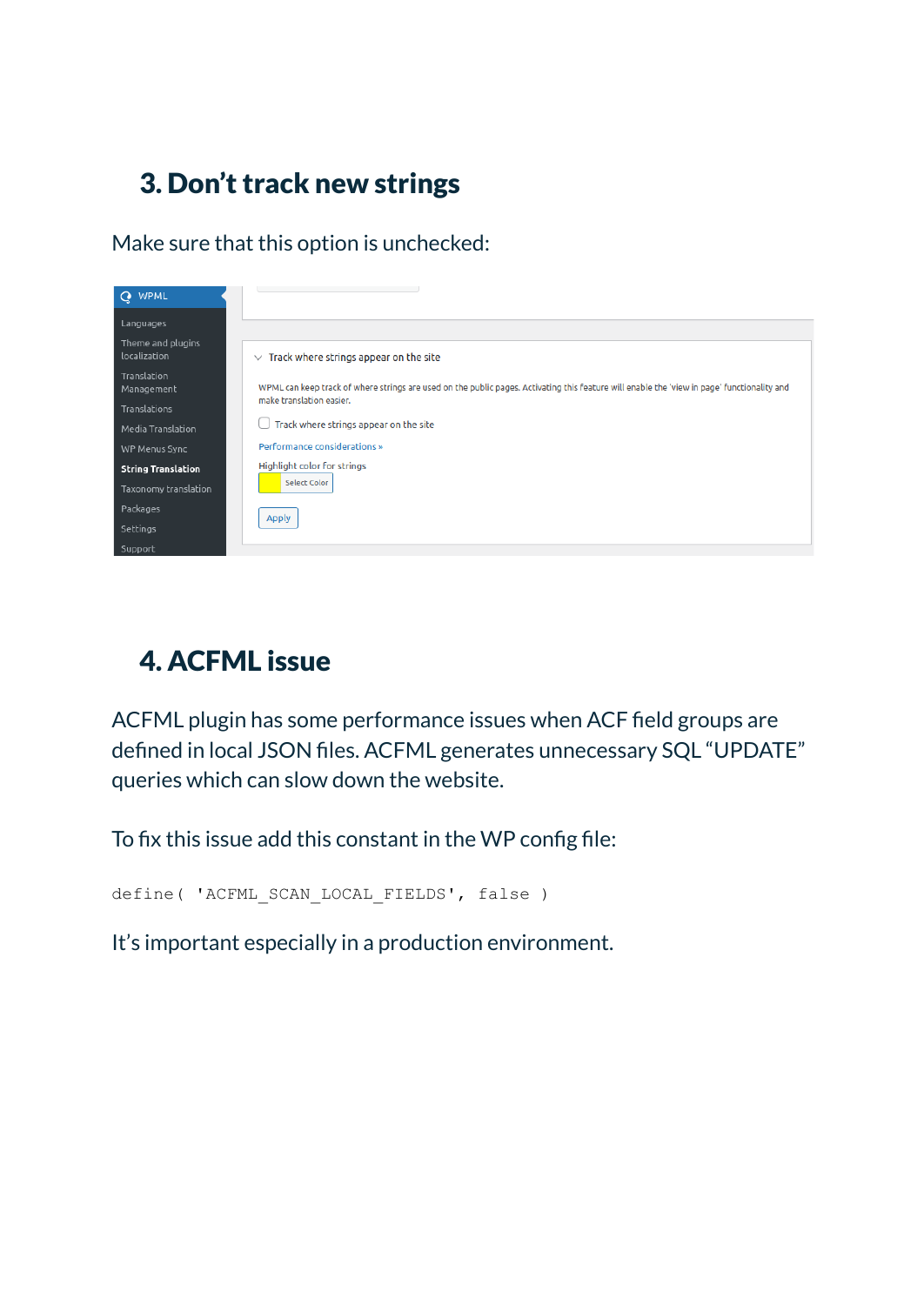## 3. Don't track new strings

Make sure that this option is unchecked:

## 4. ACFML issue

ACFML plugin has some performance issues when ACF field groups are defined in local JSON files. ACFML generates unnecessary SQL "UPDATE" queries which can slow down the website.

To fix this issue add this constant in the WP config file:

```
define( 'ACFML_SCAN_LOCAL_FIELDS', false )
```

It's important especially in a production environment.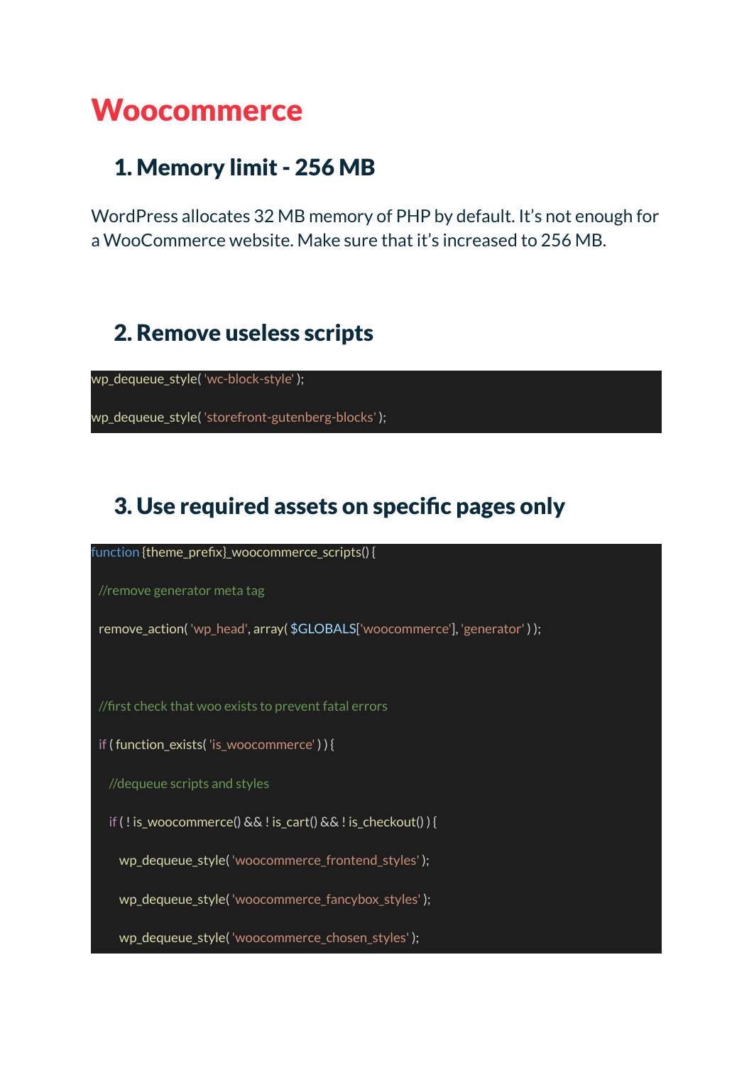# Woocommerce

## 1. Memory limit - 256 MB

WordPress allocates 32 MB memory of PHP by default. It's not enough for a WooCommerce website. Make sure that it's increased to 256 MB.

## 2. Remove useless scripts

```
wp_dequeue_style( 'wc-block-style' );

wp_dequeue_style( 'storefront-gutenberg-blocks' );
```

## 3. Use required assets on specific pages only

```
function {theme_prefix}_woocommerce_scripts() {

  //remove generator meta tag

  remove_action( 'wp_head', array( $GLOBALS['woocommerce'], 'generator' ) );



  //first check that woo exists to prevent fatal errors

  if ( function_exists( 'is_woocommerce' ) ) {

    //dequeue scripts and styles

    if ( ! is_woocommerce() && ! is_cart() && ! is_checkout() ) {

      wp_dequeue_style( 'woocommerce_frontend_styles' );

      wp_dequeue_style( 'woocommerce_fancybox_styles' );

      wp_dequeue_style( 'woocommerce_chosen_styles' );
```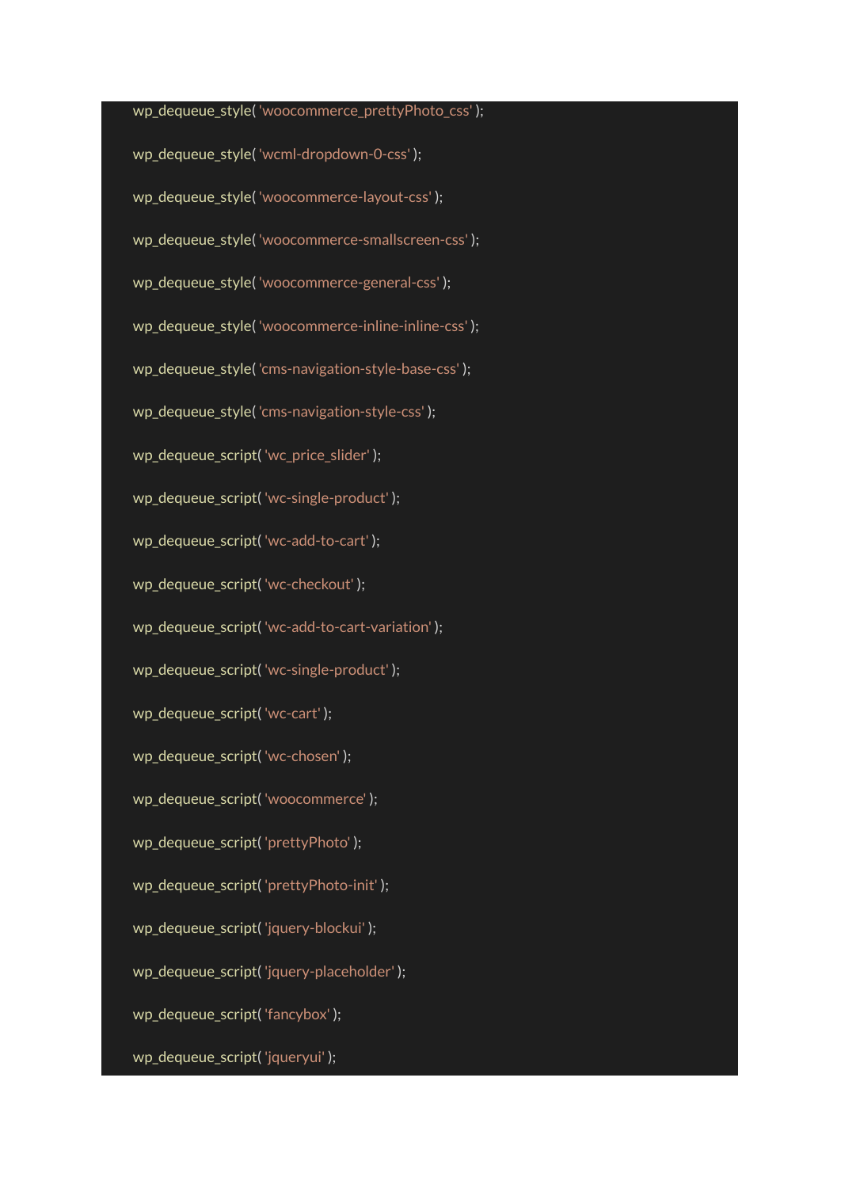```
wp_dequeue_style( 'woocommerce_prettyPhoto_css' );

wp_dequeue_style( 'wcml-dropdown-0-css' );

wp_dequeue_style( 'woocommerce-layout-css' );

wp_dequeue_style( 'woocommerce-smallscreen-css' );

wp_dequeue_style( 'woocommerce-general-css' );

wp_dequeue_style( 'woocommerce-inline-inline-css' );

wp_dequeue_style( 'cms-navigation-style-base-css' );

wp_dequeue_style( 'cms-navigation-style-css' );

wp_dequeue_script( 'wc_price_slider' );

wp_dequeue_script( 'wc-single-product' );

wp_dequeue_script( 'wc-add-to-cart' );

wp_dequeue_script( 'wc-checkout' );

wp_dequeue_script( 'wc-add-to-cart-variation' );

wp_dequeue_script( 'wc-single-product' );

wp_dequeue_script( 'wc-cart' );

wp_dequeue_script( 'wc-chosen' );

wp_dequeue_script( 'woocommerce' );

wp_dequeue_script( 'prettyPhoto' );

wp_dequeue_script( 'prettyPhoto-init' );

wp_dequeue_script( 'jquery-blockui' );

wp_dequeue_script( 'jquery-placeholder' );

wp_dequeue_script( 'fancybox' );

wp_dequeue_script( 'jqueryui' );
```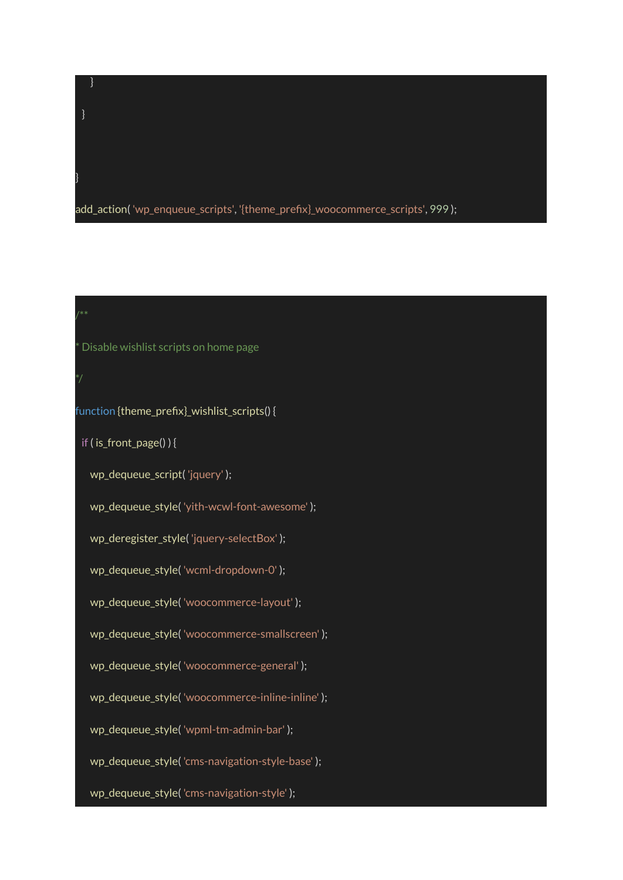```
    }
  }
}
add_action( 'wp_enqueue_scripts', '{theme_prefix}_woocommerce_scripts', 999 );
```

```
/**
* Disable wishlist scripts on home page
*/
function {theme_prefix}_wishlist_scripts() {
  if ( is_front_page() ) {
    wp_dequeue_script( 'jquery' );
    wp_dequeue_style( 'yith-wcwl-font-awesome' );
    wp_deregister_style( 'jquery-selectBox' );
    wp_dequeue_style( 'wcml-dropdown-0' );
    wp_dequeue_style( 'woocommerce-layout' );
    wp_dequeue_style( 'woocommerce-smallscreen' );
    wp_dequeue_style( 'woocommerce-general' );
    wp_dequeue_style( 'woocommerce-inline-inline' );
    wp_dequeue_style( 'wpml-tm-admin-bar' );
    wp_dequeue_style( 'cms-navigation-style-base' );
    wp_dequeue_style( 'cms-navigation-style' );
```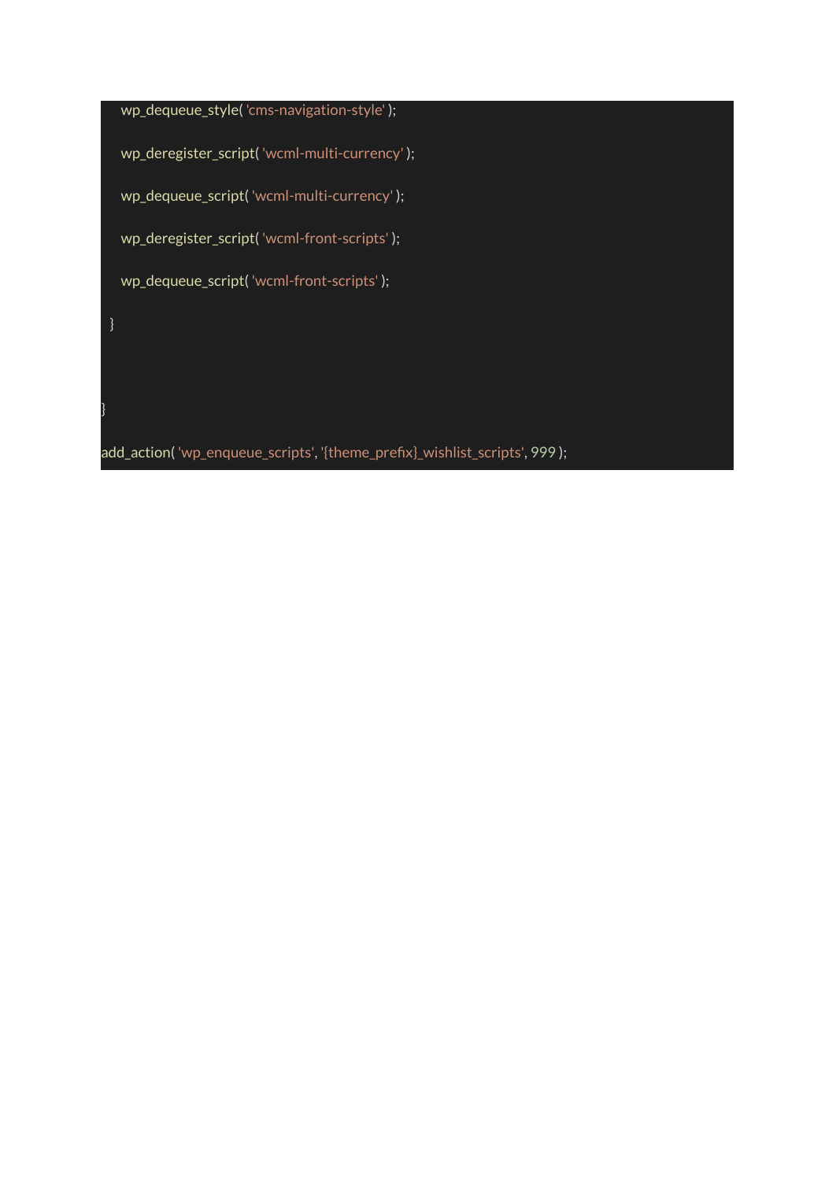```
    wp_dequeue_style( 'cms-navigation-style' );

    wp_deregister_script( 'wcml-multi-currency' );

    wp_dequeue_script( 'wcml-multi-currency' );

    wp_deregister_script( 'wcml-front-scripts' );

    wp_dequeue_script( 'wcml-front-scripts' );

  }



}

add_action( 'wp_enqueue_scripts', '{theme_prefix}_wishlist_scripts', 999 );
```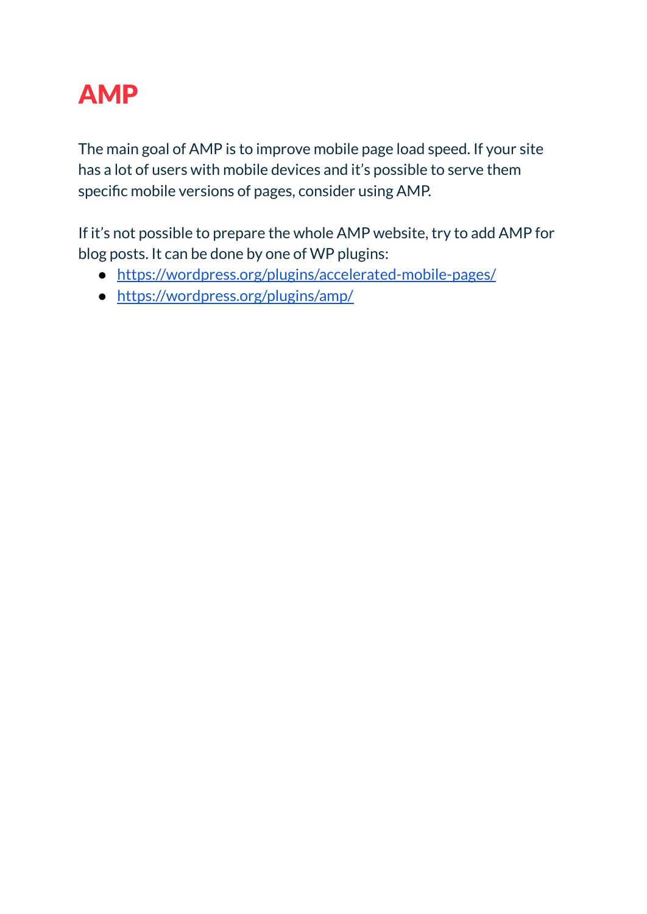# AMP

The main goal of AMP is to improve mobile page load speed. If your site has a lot of users with mobile devices and it's possible to serve them specific mobile versions of pages, consider using AMP.

If it's not possible to prepare the whole AMP website, try to add AMP for blog posts. It can be done by one of WP plugins:

- https://wordpress.org/plugins/accelerated-mobile-pages/
- https://wordpress.org/plugins/amp/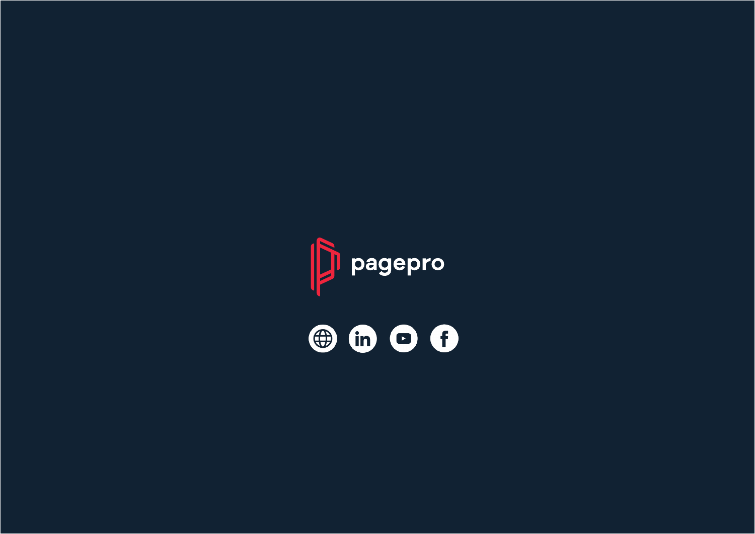pagepro